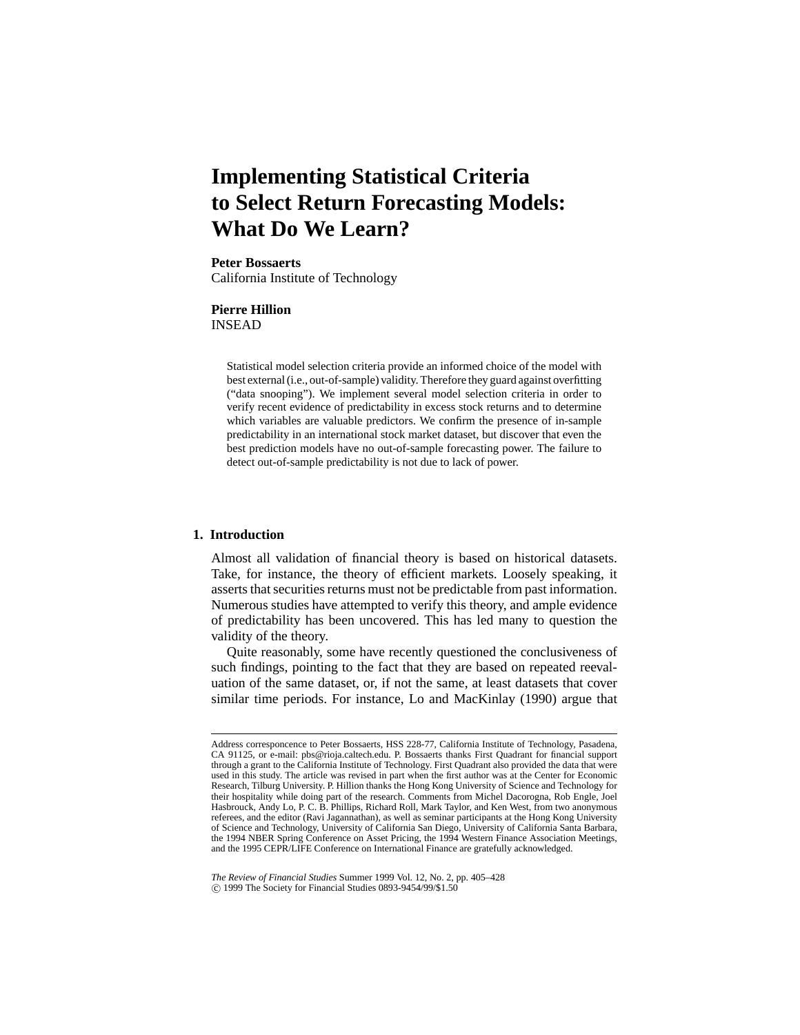# Implementing Statistical Criteria to Select Return Forecasting Models: What Do We Learn?

**Peter Bossaerts**
California Institute of Technology

**Pierre Hillion**
INSEAD

Statistical model selection criteria provide an informed choice of the model with best external (i.e., out-of-sample) validity. Therefore they guard against overfitting ("data snooping"). We implement several model selection criteria in order to verify recent evidence of predictability in excess stock returns and to determine which variables are valuable predictors. We confirm the presence of in-sample predictability in an international stock market dataset, but discover that even the best prediction models have no out-of-sample forecasting power. The failure to detect out-of-sample predictability is not due to lack of power.

## 1. Introduction

Almost all validation of financial theory is based on historical datasets. Take, for instance, the theory of efficient markets. Loosely speaking, it asserts that securities returns must not be predictable from past information. Numerous studies have attempted to verify this theory, and ample evidence of predictability has been uncovered. This has led many to question the validity of the theory.

Quite reasonably, some have recently questioned the conclusiveness of such findings, pointing to the fact that they are based on repeated reevaluation of the same dataset, or, if not the same, at least datasets that cover similar time periods. For instance, Lo and MacKinlay (1990) argue that

---

Address corresponcence to Peter Bossaerts, HSS 228-77, California Institute of Technology, Pasadena, CA 91125, or e-mail: pbs@rioja.caltech.edu. P. Bossaerts thanks First Quadrant for financial support through a grant to the California Institute of Technology. First Quadrant also provided the data that were used in this study. The article was revised in part when the first author was at the Center for Economic Research, Tilburg University. P. Hillion thanks the Hong Kong University of Science and Technology for their hospitality while doing part of the research. Comments from Michel Dacorogna, Rob Engle, Joel Hasbrouck, Andy Lo, P. C. B. Phillips, Richard Roll, Mark Taylor, and Ken West, from two anonymous referees, and the editor (Ravi Jagannathan), as well as seminar participants at the Hong Kong University of Science and Technology, University of California San Diego, University of California Santa Barbara, the 1994 NBER Spring Conference on Asset Pricing, the 1994 Western Finance Association Meetings, and the 1995 CEPR/LIFE Conference on International Finance are gratefully acknowledged.

*The Review of Financial Studies* Summer 1999 Vol. 12, No. 2, pp. 405–428
© 1999 The Society for Financial Studies 0893-9454/99/$1.50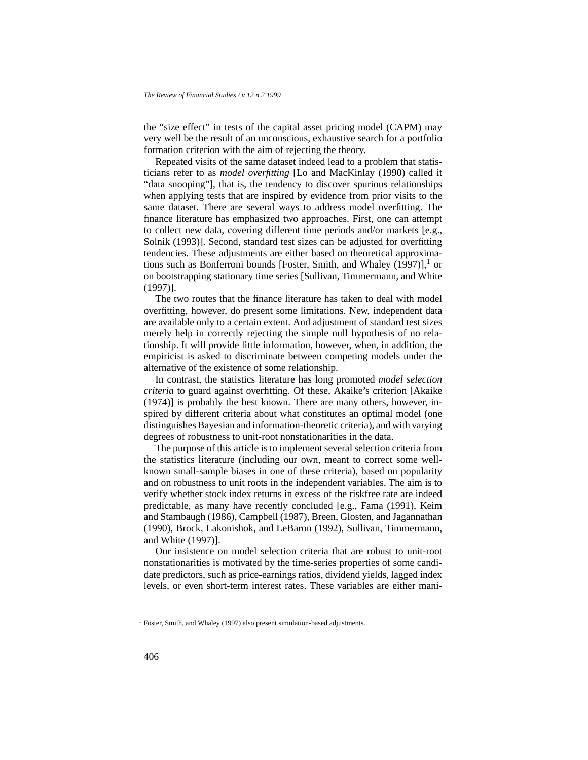the "size effect" in tests of the capital asset pricing model (CAPM) may very well be the result of an unconscious, exhaustive search for a portfolio formation criterion with the aim of rejecting the theory.

Repeated visits of the same dataset indeed lead to a problem that statisticians refer to as *model overfitting* [Lo and MacKinlay (1990) called it "data snooping"], that is, the tendency to discover spurious relationships when applying tests that are inspired by evidence from prior visits to the same dataset. There are several ways to address model overfitting. The finance literature has emphasized two approaches. First, one can attempt to collect new data, covering different time periods and/or markets [e.g., Solnik (1993)]. Second, standard test sizes can be adjusted for overfitting tendencies. These adjustments are either based on theoretical approximations such as Bonferroni bounds [Foster, Smith, and Whaley (1997)],[1] or on bootstrapping stationary time series [Sullivan, Timmermann, and White (1997)].

The two routes that the finance literature has taken to deal with model overfitting, however, do present some limitations. New, independent data are available only to a certain extent. And adjustment of standard test sizes merely help in correctly rejecting the simple null hypothesis of no relationship. It will provide little information, however, when, in addition, the empiricist is asked to discriminate between competing models under the alternative of the existence of some relationship.

In contrast, the statistics literature has long promoted *model selection criteria* to guard against overfitting. Of these, Akaike's criterion [Akaike (1974)] is probably the best known. There are many others, however, inspired by different criteria about what constitutes an optimal model (one distinguishes Bayesian and information-theoretic criteria), and with varying degrees of robustness to unit-root nonstationarities in the data.

The purpose of this article is to implement several selection criteria from the statistics literature (including our own, meant to correct some well-known small-sample biases in one of these criteria), based on popularity and on robustness to unit roots in the independent variables. The aim is to verify whether stock index returns in excess of the riskfree rate are indeed predictable, as many have recently concluded [e.g., Fama (1991), Keim and Stambaugh (1986), Campbell (1987), Breen, Glosten, and Jagannathan (1990), Brock, Lakonishok, and LeBaron (1992), Sullivan, Timmermann, and White (1997)].

Our insistence on model selection criteria that are robust to unit-root nonstationarities is motivated by the time-series properties of some candidate predictors, such as price-earnings ratios, dividend yields, lagged index levels, or even short-term interest rates. These variables are either mani-

[1] Foster, Smith, and Whaley (1997) also present simulation-based adjustments.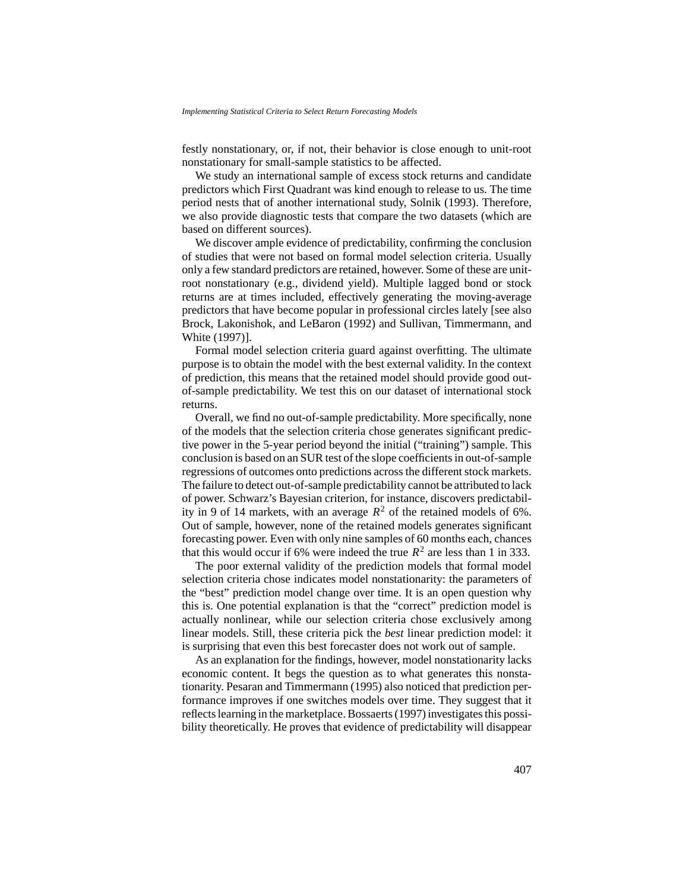festly nonstationary, or, if not, their behavior is close enough to unit-root nonstationary for small-sample statistics to be affected.

We study an international sample of excess stock returns and candidate predictors which First Quadrant was kind enough to release to us. The time period nests that of another international study, Solnik (1993). Therefore, we also provide diagnostic tests that compare the two datasets (which are based on different sources).

We discover ample evidence of predictability, confirming the conclusion of studies that were not based on formal model selection criteria. Usually only a few standard predictors are retained, however. Some of these are unit-root nonstationary (e.g., dividend yield). Multiple lagged bond or stock returns are at times included, effectively generating the moving-average predictors that have become popular in professional circles lately [see also Brock, Lakonishok, and LeBaron (1992) and Sullivan, Timmermann, and White (1997)].

Formal model selection criteria guard against overfitting. The ultimate purpose is to obtain the model with the best external validity. In the context of prediction, this means that the retained model should provide good out-of-sample predictability. We test this on our dataset of international stock returns.

Overall, we find no out-of-sample predictability. More specifically, none of the models that the selection criteria chose generates significant predictive power in the 5-year period beyond the initial ("training") sample. This conclusion is based on an SUR test of the slope coefficients in out-of-sample regressions of outcomes onto predictions across the different stock markets. The failure to detect out-of-sample predictability cannot be attributed to lack of power. Schwarz's Bayesian criterion, for instance, discovers predictability in 9 of 14 markets, with an average $R^2$ of the retained models of 6%. Out of sample, however, none of the retained models generates significant forecasting power. Even with only nine samples of 60 months each, chances that this would occur if 6% were indeed the true $R^2$ are less than 1 in 333.

The poor external validity of the prediction models that formal model selection criteria chose indicates model nonstationarity: the parameters of the "best" prediction model change over time. It is an open question why this is. One potential explanation is that the "correct" prediction model is actually nonlinear, while our selection criteria chose exclusively among linear models. Still, these criteria pick the *best* linear prediction model: it is surprising that even this best forecaster does not work out of sample.

As an explanation for the findings, however, model nonstationarity lacks economic content. It begs the question as to what generates this nonstationarity. Pesaran and Timmermann (1995) also noticed that prediction performance improves if one switches models over time. They suggest that it reflects learning in the marketplace. Bossaerts (1997) investigates this possibility theoretically. He proves that evidence of predictability will disappear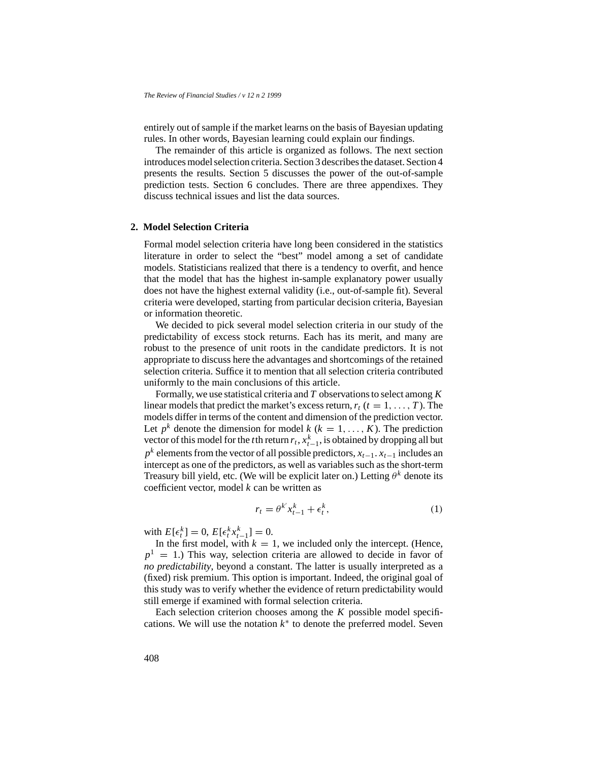entirely out of sample if the market learns on the basis of Bayesian updating rules. In other words, Bayesian learning could explain our findings.

The remainder of this article is organized as follows. The next section introduces model selection criteria. Section 3 describes the dataset. Section 4 presents the results. Section 5 discusses the power of the out-of-sample prediction tests. Section 6 concludes. There are three appendixes. They discuss technical issues and list the data sources.

## 2. Model Selection Criteria

Formal model selection criteria have long been considered in the statistics literature in order to select the "best" model among a set of candidate models. Statisticians realized that there is a tendency to overfit, and hence that the model that has the highest in-sample explanatory power usually does not have the highest external validity (i.e., out-of-sample fit). Several criteria were developed, starting from particular decision criteria, Bayesian or information theoretic.

We decided to pick several model selection criteria in our study of the predictability of excess stock returns. Each has its merit, and many are robust to the presence of unit roots in the candidate predictors. It is not appropriate to discuss here the advantages and shortcomings of the retained selection criteria. Suffice it to mention that all selection criteria contributed uniformly to the main conclusions of this article.

Formally, we use statistical criteria and $T$ observations to select among $K$ linear models that predict the market's excess return, $r_t$ ($t = 1, \ldots, T$). The models differ in terms of the content and dimension of the prediction vector. Let $p^k$ denote the dimension for model $k$ ($k = 1, \ldots, K$). The prediction vector of this model for the $t$th return $r_t$, $x^k_{t-1}$, is obtained by dropping all but $p^k$ elements from the vector of all possible predictors, $x_{t-1}$. $x_{t-1}$ includes an intercept as one of the predictors, as well as variables such as the short-term Treasury bill yield, etc. (We will be explicit later on.) Letting $\theta^k$ denote its coefficient vector, model $k$ can be written as

$$r_t = \theta^{k'} x^k_{t-1} + \epsilon^k_t, \tag{1}$$

with $E[\epsilon^k_t] = 0$, $E[\epsilon^k_t x^k_{t-1}] = 0$.

In the first model, with $k = 1$, we included only the intercept. (Hence, $p^1 = 1$.) This way, selection criteria are allowed to decide in favor of *no predictability*, beyond a constant. The latter is usually interpreted as a (fixed) risk premium. This option is important. Indeed, the original goal of this study was to verify whether the evidence of return predictability would still emerge if examined with formal selection criteria.

Each selection criterion chooses among the $K$ possible model specifications. We will use the notation $k^*$ to denote the preferred model. Seven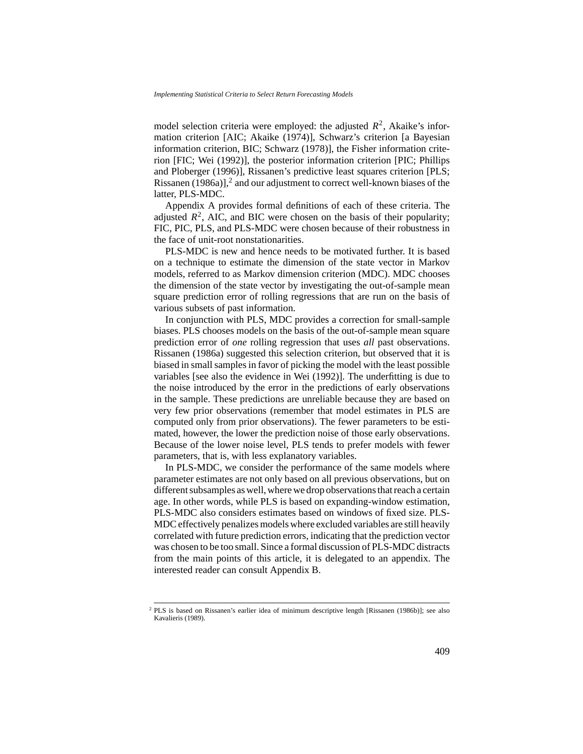model selection criteria were employed: the adjusted $R^2$, Akaike's information criterion [AIC; Akaike (1974)], Schwarz's criterion [a Bayesian information criterion, BIC; Schwarz (1978)], the Fisher information criterion [FIC; Wei (1992)], the posterior information criterion [PIC; Phillips and Ploberger (1996)], Rissanen's predictive least squares criterion [PLS; Rissanen (1986a)],[2] and our adjustment to correct well-known biases of the latter, PLS-MDC.

Appendix A provides formal definitions of each of these criteria. The adjusted $R^2$, AIC, and BIC were chosen on the basis of their popularity; FIC, PIC, PLS, and PLS-MDC were chosen because of their robustness in the face of unit-root nonstationarities.

PLS-MDC is new and hence needs to be motivated further. It is based on a technique to estimate the dimension of the state vector in Markov models, referred to as Markov dimension criterion (MDC). MDC chooses the dimension of the state vector by investigating the out-of-sample mean square prediction error of rolling regressions that are run on the basis of various subsets of past information.

In conjunction with PLS, MDC provides a correction for small-sample biases. PLS chooses models on the basis of the out-of-sample mean square prediction error of *one* rolling regression that uses *all* past observations. Rissanen (1986a) suggested this selection criterion, but observed that it is biased in small samples in favor of picking the model with the least possible variables [see also the evidence in Wei (1992)]. The underfitting is due to the noise introduced by the error in the predictions of early observations in the sample. These predictions are unreliable because they are based on very few prior observations (remember that model estimates in PLS are computed only from prior observations). The fewer parameters to be estimated, however, the lower the prediction noise of those early observations. Because of the lower noise level, PLS tends to prefer models with fewer parameters, that is, with less explanatory variables.

In PLS-MDC, we consider the performance of the same models where parameter estimates are not only based on all previous observations, but on different subsamples as well, where we drop observations that reach a certain age. In other words, while PLS is based on expanding-window estimation, PLS-MDC also considers estimates based on windows of fixed size. PLS-MDC effectively penalizes models where excluded variables are still heavily correlated with future prediction errors, indicating that the prediction vector was chosen to be too small. Since a formal discussion of PLS-MDC distracts from the main points of this article, it is delegated to an appendix. The interested reader can consult Appendix B.

---

[2] PLS is based on Rissanen's earlier idea of minimum descriptive length [Rissanen (1986b)]; see also Kavalieris (1989).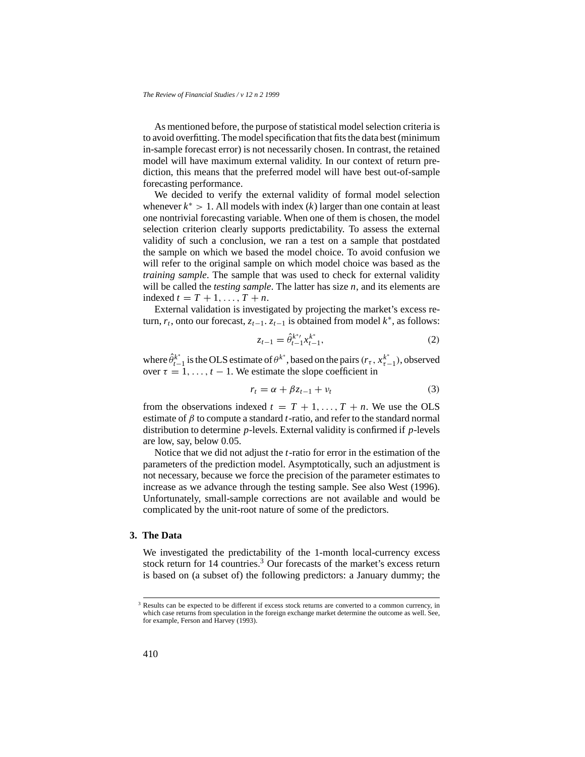As mentioned before, the purpose of statistical model selection criteria is to avoid overfitting. The model specification that fits the data best (minimum in-sample forecast error) is not necessarily chosen. In contrast, the retained model will have maximum external validity. In our context of return prediction, this means that the preferred model will have best out-of-sample forecasting performance.

We decided to verify the external validity of formal model selection whenever $k^* > 1$. All models with index ($k$) larger than one contain at least one nontrivial forecasting variable. When one of them is chosen, the model selection criterion clearly supports predictability. To assess the external validity of such a conclusion, we ran a test on a sample that postdated the sample on which we based the model choice. To avoid confusion we will refer to the original sample on which model choice was based as the *training sample*. The sample that was used to check for external validity will be called the *testing sample*. The latter has size $n$, and its elements are indexed $t = T+1, \ldots, T+n$.

External validation is investigated by projecting the market's excess return, $r_t$, onto our forecast, $z_{t-1}$. $z_{t-1}$ is obtained from model $k^*$, as follows:

$$z_{t-1} = \hat{\theta}_{t-1}^{k^*\prime} x_{t-1}^{k^*}, \tag{2}$$

where $\hat{\theta}_{t-1}^{k^*}$ is the OLS estimate of $\theta^{k^*}$, based on the pairs $(r_\tau, x_{\tau-1}^{k^*})$, observed over $\tau = 1, \ldots, t-1$. We estimate the slope coefficient in

$$r_t = \alpha + \beta z_{t-1} + \nu_t \tag{3}$$

from the observations indexed $t = T+1, \ldots, T+n$. We use the OLS estimate of $\beta$ to compute a standard $t$-ratio, and refer to the standard normal distribution to determine $p$-levels. External validity is confirmed if $p$-levels are low, say, below 0.05.

Notice that we did not adjust the $t$-ratio for error in the estimation of the parameters of the prediction model. Asymptotically, such an adjustment is not necessary, because we force the precision of the parameter estimates to increase as we advance through the testing sample. See also West (1996). Unfortunately, small-sample corrections are not available and would be complicated by the unit-root nature of some of the predictors.

## 3. The Data

We investigated the predictability of the 1-month local-currency excess stock return for 14 countries.[3] Our forecasts of the market's excess return is based on (a subset of) the following predictors: a January dummy; the

[3] Results can be expected to be different if excess stock returns are converted to a common currency, in which case returns from speculation in the foreign exchange market determine the outcome as well. See, for example, Ferson and Harvey (1993).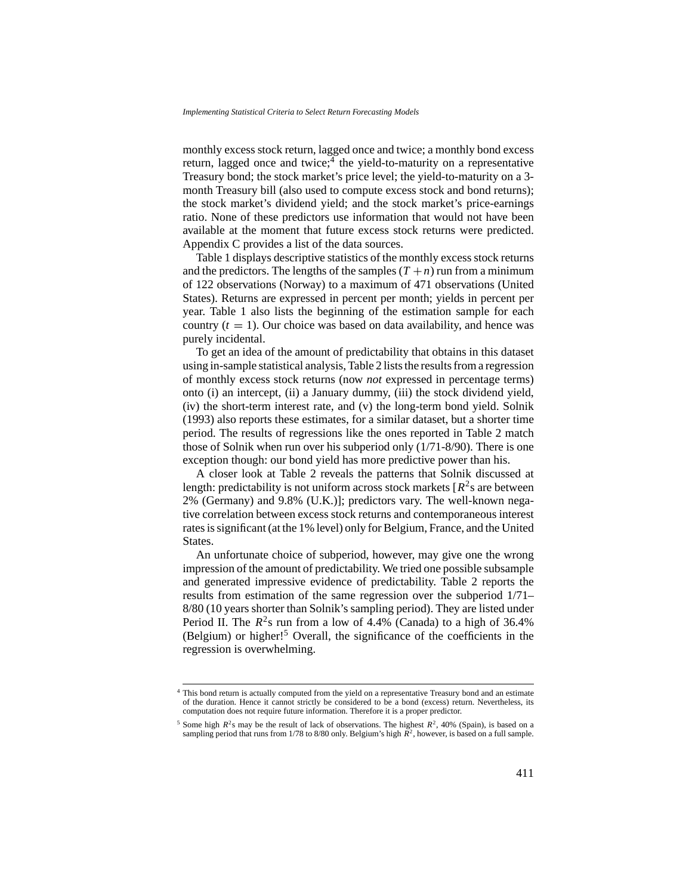monthly excess stock return, lagged once and twice; a monthly bond excess return, lagged once and twice;[4] the yield-to-maturity on a representative Treasury bond; the stock market's price level; the yield-to-maturity on a 3-month Treasury bill (also used to compute excess stock and bond returns); the stock market's dividend yield; and the stock market's price-earnings ratio. None of these predictors use information that would not have been available at the moment that future excess stock returns were predicted. Appendix C provides a list of the data sources.

Table 1 displays descriptive statistics of the monthly excess stock returns and the predictors. The lengths of the samples ($T + n$) run from a minimum of 122 observations (Norway) to a maximum of 471 observations (United States). Returns are expressed in percent per month; yields in percent per year. Table 1 also lists the beginning of the estimation sample for each country ($t = 1$). Our choice was based on data availability, and hence was purely incidental.

To get an idea of the amount of predictability that obtains in this dataset using in-sample statistical analysis, Table 2 lists the results from a regression of monthly excess stock returns (now *not* expressed in percentage terms) onto (i) an intercept, (ii) a January dummy, (iii) the stock dividend yield, (iv) the short-term interest rate, and (v) the long-term bond yield. Solnik (1993) also reports these estimates, for a similar dataset, but a shorter time period. The results of regressions like the ones reported in Table 2 match those of Solnik when run over his subperiod only (1/71-8/90). There is one exception though: our bond yield has more predictive power than his.

A closer look at Table 2 reveals the patterns that Solnik discussed at length: predictability is not uniform across stock markets [$R^2$s are between 2% (Germany) and 9.8% (U.K.)]; predictors vary. The well-known negative correlation between excess stock returns and contemporaneous interest rates is significant (at the 1% level) only for Belgium, France, and the United States.

An unfortunate choice of subperiod, however, may give one the wrong impression of the amount of predictability. We tried one possible subsample and generated impressive evidence of predictability. Table 2 reports the results from estimation of the same regression over the subperiod 1/71–8/80 (10 years shorter than Solnik's sampling period). They are listed under Period II. The $R^2$s run from a low of 4.4% (Canada) to a high of 36.4% (Belgium) or higher![5] Overall, the significance of the coefficients in the regression is overwhelming.

---

[4] This bond return is actually computed from the yield on a representative Treasury bond and an estimate of the duration. Hence it cannot strictly be considered to be a bond (excess) return. Nevertheless, its computation does not require future information. Therefore it is a proper predictor.

[5] Some high $R^2$s may be the result of lack of observations. The highest $R^2$, 40% (Spain), is based on a sampling period that runs from 1/78 to 8/80 only. Belgium's high $R^2$, however, is based on a full sample.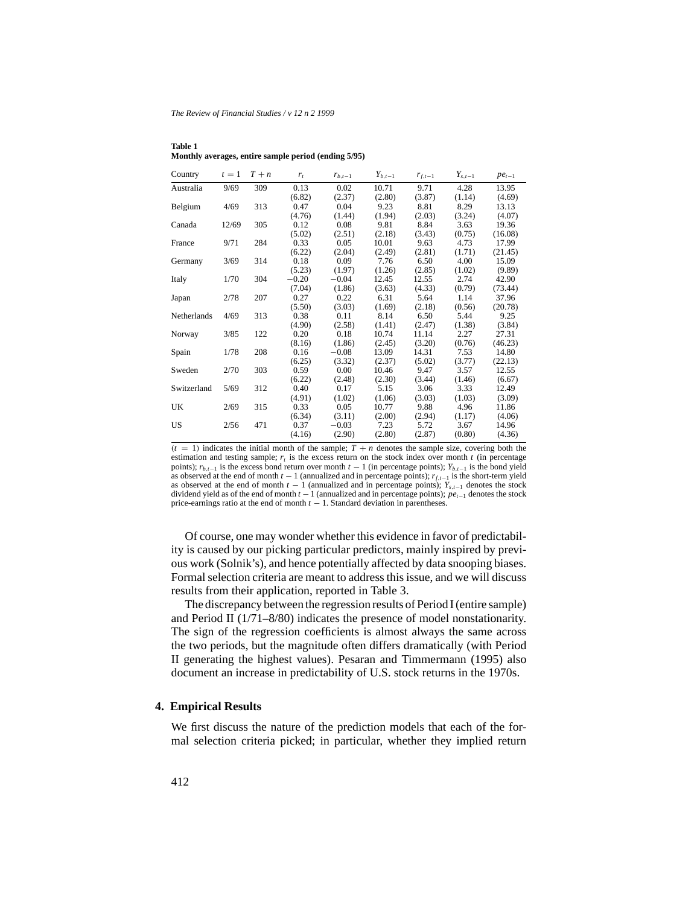**Table 1**
**Monthly averages, entire sample period (ending 5/95)**

| Country | $t = 1$ | $T + n$ | $r_t$ | $r_{b,t-1}$ | $Y_{b,t-1}$ | $r_{f,t-1}$ | $Y_{s,t-1}$ | $pe_{t-1}$ |
|---|---|---|---|---|---|---|---|---|
| Australia | 9/69 | 309 | 0.13 | 0.02 | 10.71 | 9.71 | 4.28 | 13.95 |
| | | | (6.82) | (2.37) | (2.80) | (3.87) | (1.14) | (4.69) |
| Belgium | 4/69 | 313 | 0.47 | 0.04 | 9.23 | 8.81 | 8.29 | 13.13 |
| | | | (4.76) | (1.44) | (1.94) | (2.03) | (3.24) | (4.07) |
| Canada | 12/69 | 305 | 0.12 | 0.08 | 9.81 | 8.84 | 3.63 | 19.36 |
| | | | (5.02) | (2.51) | (2.18) | (3.43) | (0.75) | (16.08) |
| France | 9/71 | 284 | 0.33 | 0.05 | 10.01 | 9.63 | 4.73 | 17.99 |
| | | | (6.22) | (2.04) | (2.49) | (2.81) | (1.71) | (21.45) |
| Germany | 3/69 | 314 | 0.18 | 0.09 | 7.76 | 6.50 | 4.00 | 15.09 |
| | | | (5.23) | (1.97) | (1.26) | (2.85) | (1.02) | (9.89) |
| Italy | 1/70 | 304 | −0.20 | −0.04 | 12.45 | 12.55 | 2.74 | 42.90 |
| | | | (7.04) | (1.86) | (3.63) | (4.33) | (0.79) | (73.44) |
| Japan | 2/78 | 207 | 0.27 | 0.22 | 6.31 | 5.64 | 1.14 | 37.96 |
| | | | (5.50) | (3.03) | (1.69) | (2.18) | (0.56) | (20.78) |
| Netherlands | 4/69 | 313 | 0.38 | 0.11 | 8.14 | 6.50 | 5.44 | 9.25 |
| | | | (4.90) | (2.58) | (1.41) | (2.47) | (1.38) | (3.84) |
| Norway | 3/85 | 122 | 0.20 | 0.18 | 10.74 | 11.14 | 2.27 | 27.31 |
| | | | (8.16) | (1.86) | (2.45) | (3.20) | (0.76) | (46.23) |
| Spain | 1/78 | 208 | 0.16 | −0.08 | 13.09 | 14.31 | 7.53 | 14.80 |
| | | | (6.25) | (3.32) | (2.37) | (5.02) | (3.77) | (22.13) |
| Sweden | 2/70 | 303 | 0.59 | 0.00 | 10.46 | 9.47 | 3.57 | 12.55 |
| | | | (6.22) | (2.48) | (2.30) | (3.44) | (1.46) | (6.67) |
| Switzerland | 5/69 | 312 | 0.40 | 0.17 | 5.15 | 3.06 | 3.33 | 12.49 |
| | | | (4.91) | (1.02) | (1.06) | (3.03) | (1.03) | (3.09) |
| UK | 2/69 | 315 | 0.33 | 0.05 | 10.77 | 9.88 | 4.96 | 11.86 |
| | | | (6.34) | (3.11) | (2.00) | (2.94) | (1.17) | (4.06) |
| US | 2/56 | 471 | 0.37 | −0.03 | 7.23 | 5.72 | 3.67 | 14.96 |
| | | | (4.16) | (2.90) | (2.80) | (2.87) | (0.80) | (4.36) |

($t = 1$) indicates the initial month of the sample; $T + n$ denotes the sample size, covering both the estimation and testing sample; $r_t$ is the excess return on the stock index over month $t$ (in percentage points); $r_{b,t-1}$ is the excess bond return over month $t-1$ (in percentage points); $Y_{b,t-1}$ is the bond yield as observed at the end of month $t-1$ (annualized and in percentage points); $r_{f,t-1}$ is the short-term yield as observed at the end of month $t-1$ (annualized and in percentage points); $Y_{s,t-1}$ denotes the stock dividend yield as of the end of month $t-1$ (annualized and in percentage points); $pe_{t-1}$ denotes the stock price-earnings ratio at the end of month $t-1$. Standard deviation in parentheses.

Of course, one may wonder whether this evidence in favor of predictability is caused by our picking particular predictors, mainly inspired by previous work (Solnik's), and hence potentially affected by data snooping biases. Formal selection criteria are meant to address this issue, and we will discuss results from their application, reported in Table 3.

The discrepancy between the regression results of Period I (entire sample) and Period II (1/71–8/80) indicates the presence of model nonstationarity. The sign of the regression coefficients is almost always the same across the two periods, but the magnitude often differs dramatically (with Period II generating the highest values). Pesaran and Timmermann (1995) also document an increase in predictability of U.S. stock returns in the 1970s.

## 4. Empirical Results

We first discuss the nature of the prediction models that each of the formal selection criteria picked; in particular, whether they implied return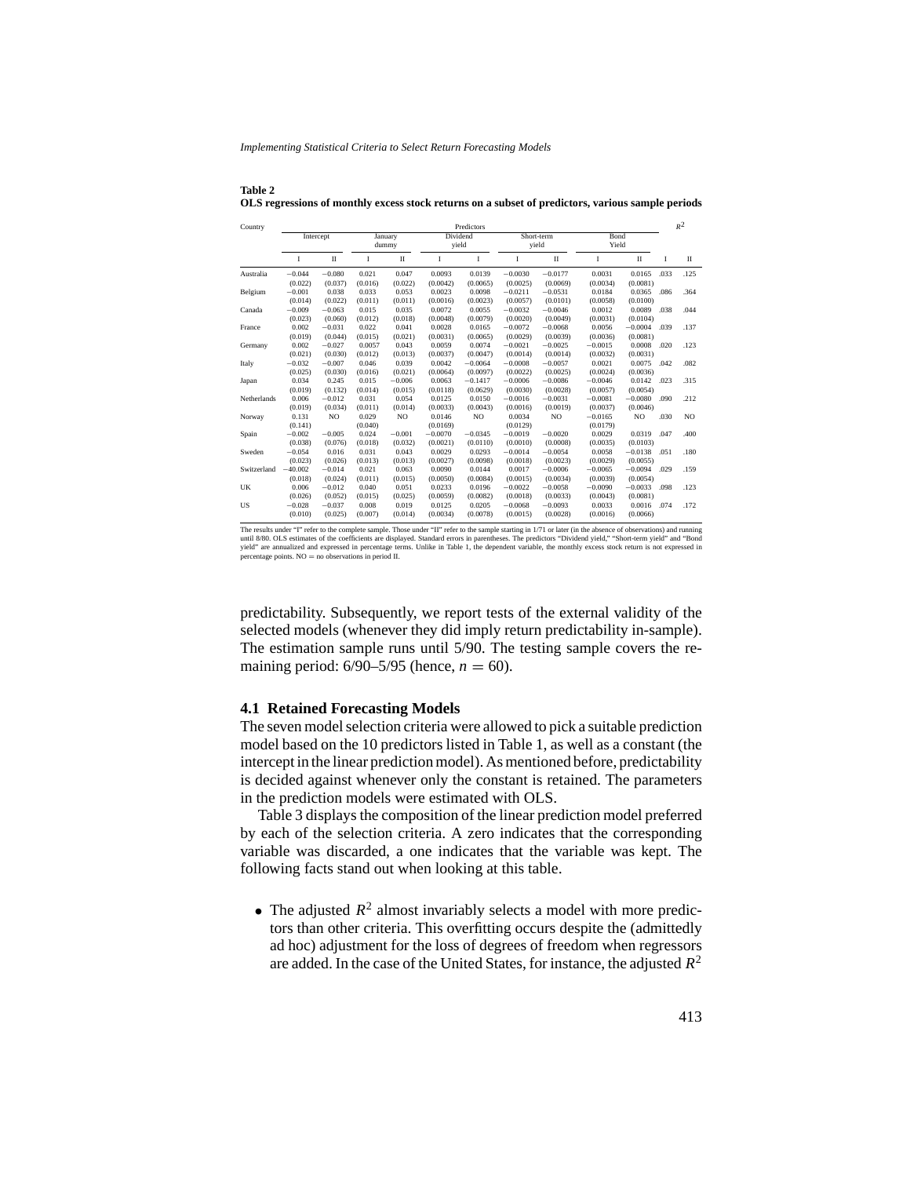**Table 2**
**OLS regressions of monthly excess stock returns on a subset of predictors, various sample periods**

| Country | Intercept | | January dummy | | Dividend yield | | Short-term yield | | Bond Yield | | $R^2$ | |
|---|---|---|---|---|---|---|---|---|---|---|---|---|
| | I | II | I | II | I | I | I | II | I | II | I | II |
| Australia | −0.044 | −0.080 | 0.021 | 0.047 | 0.0093 | 0.0139 | −0.0030 | −0.0177 | 0.0031 | 0.0165 | .033 | .125 |
| | (0.022) | (0.037) | (0.016) | (0.022) | (0.0042) | (0.0065) | (0.0025) | (0.0069) | (0.0034) | (0.0081) | | |
| Belgium | −0.001 | 0.038 | 0.033 | 0.053 | 0.0023 | 0.0098 | −0.0211 | −0.0531 | 0.0184 | 0.0365 | .086 | .364 |
| | (0.014) | (0.022) | (0.011) | (0.011) | (0.0016) | (0.0023) | (0.0057) | (0.0101) | (0.0058) | (0.0100) | | |
| Canada | −0.009 | −0.063 | 0.015 | 0.035 | 0.0072 | 0.0055 | −0.0032 | −0.0046 | 0.0012 | 0.0089 | .038 | .044 |
| | (0.023) | (0.060) | (0.012) | (0.018) | (0.0048) | (0.0079) | (0.0020) | (0.0049) | (0.0031) | (0.0104) | | |
| France | 0.002 | −0.031 | 0.022 | 0.041 | 0.0028 | 0.0165 | −0.0072 | −0.0068 | 0.0056 | −0.0004 | .039 | .137 |
| | (0.019) | (0.044) | (0.015) | (0.021) | (0.0031) | (0.0065) | (0.0029) | (0.0039) | (0.0036) | (0.0081) | | |
| Germany | 0.002 | −0.027 | 0.0057 | 0.043 | 0.0059 | 0.0074 | −0.0021 | −0.0025 | −0.0015 | 0.0008 | .020 | .123 |
| | (0.021) | (0.030) | (0.012) | (0.013) | (0.0037) | (0.0047) | (0.0014) | (0.0014) | (0.0032) | (0.0031) | | |
| Italy | −0.032 | −0.007 | 0.046 | 0.039 | 0.0042 | −0.0064 | −0.0008 | −0.0057 | 0.0021 | 0.0075 | .042 | .082 |
| | (0.025) | (0.030) | (0.016) | (0.021) | (0.0064) | (0.0097) | (0.0022) | (0.0025) | (0.0024) | (0.0036) | | |
| Japan | 0.034 | 0.245 | 0.015 | −0.006 | 0.0063 | −0.1417 | −0.0006 | −0.0086 | −0.0046 | 0.0142 | .023 | .315 |
| | (0.019) | (0.132) | (0.014) | (0.015) | (0.0118) | (0.0629) | (0.0030) | (0.0028) | (0.0057) | (0.0054) | | |
| Netherlands | 0.006 | −0.012 | 0.031 | 0.054 | 0.0125 | 0.0150 | −0.0016 | −0.0031 | −0.0081 | −0.0080 | .090 | .212 |
| | (0.019) | (0.034) | (0.011) | (0.014) | (0.0033) | (0.0043) | (0.0016) | (0.0019) | (0.0037) | (0.0046) | | |
| Norway | 0.131 | NO | 0.029 | NO | 0.0146 | NO | 0.0034 | NO | −0.0165 | NO | .030 | NO |
| | (0.141) | | (0.040) | | (0.0169) | | (0.0129) | | (0.0179) | | | |
| Spain | −0.002 | −0.005 | 0.024 | −0.001 | −0.0070 | −0.0345 | −0.0019 | −0.0020 | 0.0029 | 0.0319 | .047 | .400 |
| | (0.038) | (0.076) | (0.018) | (0.032) | (0.0021) | (0.0110) | (0.0010) | (0.0008) | (0.0035) | (0.0103) | | |
| Sweden | −0.054 | 0.016 | 0.031 | 0.043 | 0.0029 | 0.0293 | −0.0014 | −0.0054 | 0.0058 | −0.0138 | .051 | .180 |
| | (0.023) | (0.026) | (0.013) | (0.013) | (0.0027) | (0.0098) | (0.0018) | (0.0023) | (0.0029) | (0.0055) | | |
| Switzerland | −40.002 | −0.014 | 0.021 | 0.063 | 0.0090 | 0.0144 | 0.0017 | −0.0006 | −0.0065 | −0.0094 | .029 | .159 |
| | (0.018) | (0.024) | (0.011) | (0.015) | (0.0050) | (0.0084) | (0.0015) | (0.0034) | (0.0039) | (0.0054) | | |
| UK | 0.006 | −0.012 | 0.040 | 0.051 | 0.0233 | 0.0196 | −0.0022 | −0.0058 | −0.0090 | −0.0033 | .098 | .123 |
| | (0.026) | (0.052) | (0.015) | (0.025) | (0.0059) | (0.0082) | (0.0018) | (0.0033) | (0.0043) | (0.0081) | | |
| US | −0.028 | −0.037 | 0.008 | 0.019 | 0.0125 | 0.0205 | −0.0068 | −0.0093 | 0.0033 | 0.0016 | .074 | .172 |
| | (0.010) | (0.025) | (0.007) | (0.014) | (0.0034) | (0.0078) | (0.0015) | (0.0028) | (0.0016) | (0.0066) | | |

The results under "I" refer to the complete sample. Those under "II" refer to the sample starting in 1/71 or later (in the absence of observations) and running until 8/80. OLS estimates of the coefficients are displayed. Standard errors in parentheses. The predictors "Dividend yield," "Short-term yield" and "Bond yield" are annualized and expressed in percentage terms. Unlike in Table 1, the dependent variable, the monthly excess stock return is not expressed in percentage points. NO = no observations in period II.

predictability. Subsequently, we report tests of the external validity of the selected models (whenever they did imply return predictability in-sample). The estimation sample runs until 5/90. The testing sample covers the remaining period: 6/90–5/95 (hence, $n = 60$).

### 4.1 Retained Forecasting Models

The seven model selection criteria were allowed to pick a suitable prediction model based on the 10 predictors listed in Table 1, as well as a constant (the intercept in the linear prediction model). As mentioned before, predictability is decided against whenever only the constant is retained. The parameters in the prediction models were estimated with OLS.

Table 3 displays the composition of the linear prediction model preferred by each of the selection criteria. A zero indicates that the corresponding variable was discarded, a one indicates that the variable was kept. The following facts stand out when looking at this table.

- The adjusted $R^2$ almost invariably selects a model with more predictors than other criteria. This overfitting occurs despite the (admittedly ad hoc) adjustment for the loss of degrees of freedom when regressors are added. In the case of the United States, for instance, the adjusted $R^2$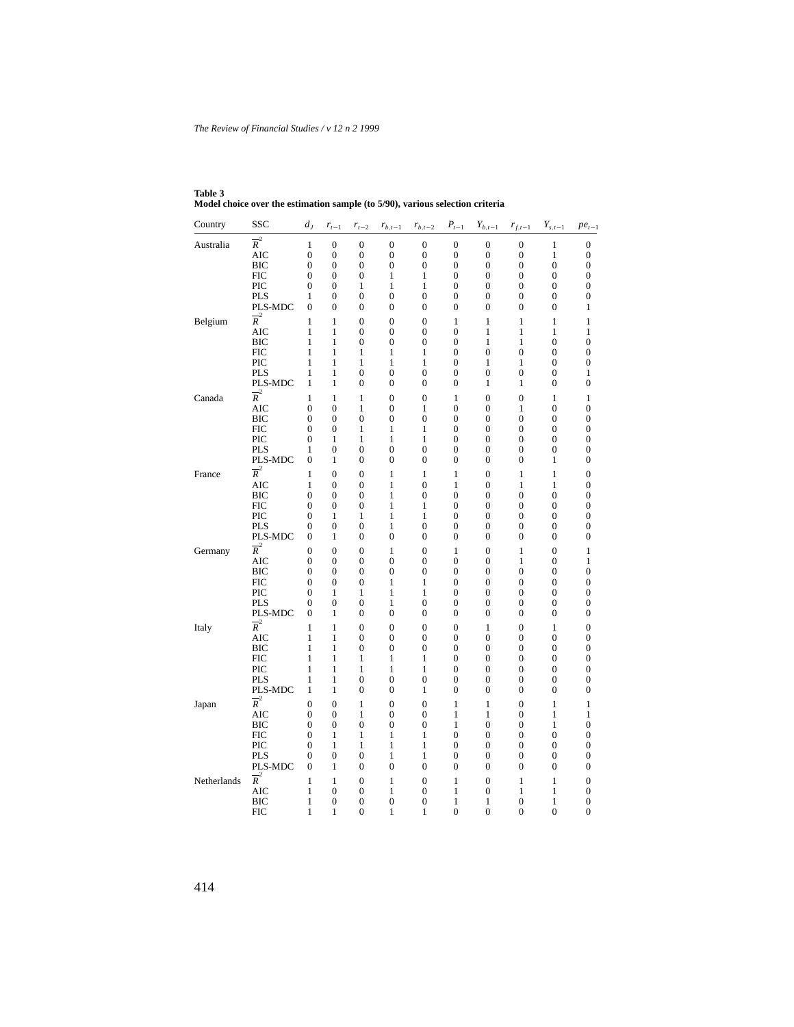**Table 3**
**Model choice over the estimation sample (to 5/90), various selection criteria**

| Country | SSC | $d_J$ | $r_{t-1}$ | $r_{t-2}$ | $r_{b,t-1}$ | $r_{b,t-2}$ | $P_{t-1}$ | $Y_{b,t-1}$ | $r_{f,t-1}$ | $Y_{s,t-1}$ | $pe_{t-1}$ |
|---|---|---|---|---|---|---|---|---|---|---|---|
| Australia | $\overline{R}^2$ | 1 | 0 | 0 | 0 | 0 | 0 | 0 | 0 | 1 | 0 |
| | AIC | 0 | 0 | 0 | 0 | 0 | 0 | 0 | 0 | 1 | 0 |
| | BIC | 0 | 0 | 0 | 0 | 0 | 0 | 0 | 0 | 0 | 0 |
| | FIC | 0 | 0 | 0 | 1 | 1 | 0 | 0 | 0 | 0 | 0 |
| | PIC | 0 | 0 | 1 | 1 | 1 | 0 | 0 | 0 | 0 | 0 |
| | PLS | 1 | 0 | 0 | 0 | 0 | 0 | 0 | 0 | 0 | 0 |
| | PLS-MDC | 0 | 0 | 0 | 0 | 0 | 0 | 0 | 0 | 0 | 1 |
| Belgium | $\overline{R}^2$ | 1 | 1 | 0 | 0 | 0 | 1 | 1 | 1 | 1 | 1 |
| | AIC | 1 | 1 | 0 | 0 | 0 | 0 | 1 | 1 | 1 | 1 |
| | BIC | 1 | 1 | 0 | 0 | 0 | 0 | 1 | 1 | 0 | 0 |
| | FIC | 1 | 1 | 1 | 1 | 1 | 0 | 0 | 0 | 0 | 0 |
| | PIC | 1 | 1 | 1 | 1 | 1 | 0 | 1 | 1 | 0 | 0 |
| | PLS | 1 | 1 | 0 | 0 | 0 | 0 | 0 | 0 | 0 | 1 |
| | PLS-MDC | 1 | 1 | 0 | 0 | 0 | 0 | 1 | 1 | 0 | 0 |
| Canada | $\overline{R}^2$ | 1 | 1 | 1 | 0 | 0 | 1 | 0 | 0 | 1 | 1 |
| | AIC | 0 | 0 | 1 | 0 | 1 | 0 | 0 | 1 | 0 | 0 |
| | BIC | 0 | 0 | 0 | 0 | 0 | 0 | 0 | 0 | 0 | 0 |
| | FIC | 0 | 0 | 1 | 1 | 1 | 0 | 0 | 0 | 0 | 0 |
| | PIC | 0 | 1 | 1 | 1 | 1 | 0 | 0 | 0 | 0 | 0 |
| | PLS | 1 | 0 | 0 | 0 | 0 | 0 | 0 | 0 | 0 | 0 |
| | PLS-MDC | 0 | 1 | 0 | 0 | 0 | 0 | 0 | 0 | 1 | 0 |
| France | $\overline{R}^2$ | 1 | 0 | 0 | 1 | 1 | 1 | 0 | 1 | 1 | 0 |
| | AIC | 1 | 0 | 0 | 1 | 0 | 1 | 0 | 1 | 1 | 0 |
| | BIC | 0 | 0 | 0 | 1 | 0 | 0 | 0 | 0 | 0 | 0 |
| | FIC | 0 | 0 | 0 | 1 | 1 | 0 | 0 | 0 | 0 | 0 |
| | PIC | 0 | 1 | 1 | 1 | 1 | 0 | 0 | 0 | 0 | 0 |
| | PLS | 0 | 0 | 0 | 1 | 0 | 0 | 0 | 0 | 0 | 0 |
| | PLS-MDC | 0 | 1 | 0 | 0 | 0 | 0 | 0 | 0 | 0 | 0 |
| Germany | $\overline{R}^2$ | 0 | 0 | 0 | 1 | 0 | 1 | 0 | 1 | 0 | 1 |
| | AIC | 0 | 0 | 0 | 0 | 0 | 0 | 0 | 1 | 0 | 1 |
| | BIC | 0 | 0 | 0 | 0 | 0 | 0 | 0 | 0 | 0 | 0 |
| | FIC | 0 | 0 | 0 | 1 | 1 | 0 | 0 | 0 | 0 | 0 |
| | PIC | 0 | 1 | 1 | 1 | 1 | 0 | 0 | 0 | 0 | 0 |
| | PLS | 0 | 0 | 0 | 1 | 0 | 0 | 0 | 0 | 0 | 0 |
| | PLS-MDC | 0 | 1 | 0 | 0 | 0 | 0 | 0 | 0 | 0 | 0 |
| Italy | $\overline{R}^2$ | 1 | 1 | 0 | 0 | 0 | 0 | 1 | 0 | 1 | 0 |
| | AIC | 1 | 1 | 0 | 0 | 0 | 0 | 0 | 0 | 0 | 0 |
| | BIC | 1 | 1 | 0 | 0 | 0 | 0 | 0 | 0 | 0 | 0 |
| | FIC | 1 | 1 | 1 | 1 | 1 | 0 | 0 | 0 | 0 | 0 |
| | PIC | 1 | 1 | 1 | 1 | 1 | 0 | 0 | 0 | 0 | 0 |
| | PLS | 1 | 1 | 0 | 0 | 0 | 0 | 0 | 0 | 0 | 0 |
| | PLS-MDC | 1 | 1 | 0 | 0 | 1 | 0 | 0 | 0 | 0 | 0 |
| Japan | $\overline{R}^2$ | 0 | 0 | 1 | 0 | 0 | 1 | 1 | 0 | 1 | 1 |
| | AIC | 0 | 0 | 1 | 0 | 0 | 1 | 1 | 0 | 1 | 1 |
| | BIC | 0 | 0 | 0 | 0 | 0 | 1 | 0 | 0 | 1 | 0 |
| | FIC | 0 | 1 | 1 | 1 | 1 | 0 | 0 | 0 | 0 | 0 |
| | PIC | 0 | 1 | 1 | 1 | 1 | 0 | 0 | 0 | 0 | 0 |
| | PLS | 0 | 0 | 0 | 1 | 1 | 0 | 0 | 0 | 0 | 0 |
| | PLS-MDC | 0 | 1 | 0 | 0 | 0 | 0 | 0 | 0 | 0 | 0 |
| Netherlands | $\overline{R}^2$ | 1 | 1 | 0 | 1 | 0 | 1 | 0 | 1 | 1 | 0 |
| | AIC | 1 | 0 | 0 | 1 | 0 | 1 | 0 | 1 | 1 | 0 |
| | BIC | 1 | 0 | 0 | 0 | 0 | 1 | 1 | 0 | 1 | 0 |
| | FIC | 1 | 1 | 0 | 1 | 1 | 0 | 0 | 0 | 0 | 0 |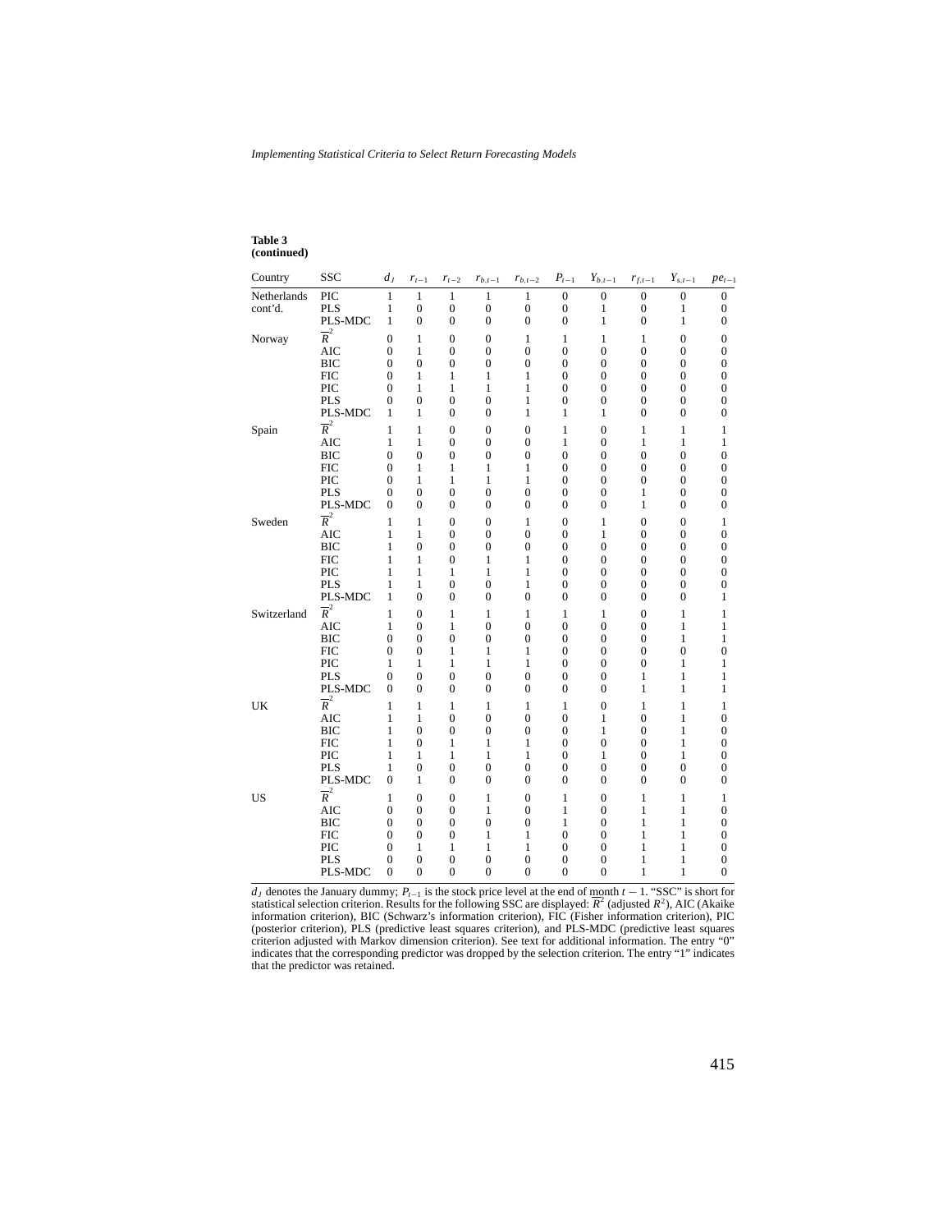**Table 3**
**(continued)**

| Country | SSC | $d_J$ | $r_{t-1}$ | $r_{t-2}$ | $r_{b,t-1}$ | $r_{b,t-2}$ | $P_{t-1}$ | $Y_{b,t-1}$ | $r_{f,t-1}$ | $Y_{s,t-1}$ | $pe_{t-1}$ |
|---|---|---|---|---|---|---|---|---|---|---|---|
| Netherlands | PIC | 1 | 1 | 1 | 1 | 1 | 0 | 0 | 0 | 0 | 0 |
| cont'd. | PLS | 1 | 0 | 0 | 0 | 0 | 0 | 1 | 0 | 1 | 0 |
| | PLS-MDC | 1 | 0 | 0 | 0 | 0 | 0 | 1 | 0 | 1 | 0 |
| Norway | $\overline{R}^2$ | 0 | 1 | 0 | 0 | 1 | 1 | 1 | 1 | 0 | 0 |
| | AIC | 0 | 1 | 0 | 0 | 0 | 0 | 0 | 0 | 0 | 0 |
| | BIC | 0 | 0 | 0 | 0 | 0 | 0 | 0 | 0 | 0 | 0 |
| | FIC | 0 | 1 | 1 | 1 | 1 | 0 | 0 | 0 | 0 | 0 |
| | PIC | 0 | 1 | 1 | 1 | 1 | 0 | 0 | 0 | 0 | 0 |
| | PLS | 0 | 0 | 0 | 0 | 1 | 0 | 0 | 0 | 0 | 0 |
| | PLS-MDC | 1 | 1 | 0 | 0 | 1 | 1 | 1 | 0 | 0 | 0 |
| Spain | $\overline{R}^2$ | 1 | 1 | 0 | 0 | 0 | 1 | 0 | 1 | 1 | 1 |
| | AIC | 1 | 1 | 0 | 0 | 0 | 1 | 0 | 1 | 1 | 1 |
| | BIC | 0 | 0 | 0 | 0 | 0 | 0 | 0 | 0 | 0 | 0 |
| | FIC | 0 | 1 | 1 | 1 | 1 | 0 | 0 | 0 | 0 | 0 |
| | PIC | 0 | 1 | 1 | 1 | 1 | 0 | 0 | 0 | 0 | 0 |
| | PLS | 0 | 0 | 0 | 0 | 0 | 0 | 0 | 1 | 0 | 0 |
| | PLS-MDC | 0 | 0 | 0 | 0 | 0 | 0 | 0 | 1 | 0 | 0 |
| Sweden | $\overline{R}^2$ | 1 | 1 | 0 | 0 | 1 | 0 | 1 | 0 | 0 | 1 |
| | AIC | 1 | 1 | 0 | 0 | 0 | 0 | 1 | 0 | 0 | 0 |
| | BIC | 1 | 0 | 0 | 0 | 0 | 0 | 0 | 0 | 0 | 0 |
| | FIC | 1 | 1 | 0 | 1 | 1 | 0 | 0 | 0 | 0 | 0 |
| | PIC | 1 | 1 | 1 | 1 | 1 | 0 | 0 | 0 | 0 | 0 |
| | PLS | 1 | 1 | 0 | 0 | 1 | 0 | 0 | 0 | 0 | 0 |
| | PLS-MDC | 1 | 0 | 0 | 0 | 0 | 0 | 0 | 0 | 0 | 1 |
| Switzerland | $\overline{R}^2$ | 1 | 0 | 1 | 1 | 1 | 1 | 1 | 0 | 1 | 1 |
| | AIC | 1 | 0 | 1 | 0 | 0 | 0 | 0 | 0 | 1 | 1 |
| | BIC | 0 | 0 | 0 | 0 | 0 | 0 | 0 | 0 | 1 | 1 |
| | FIC | 0 | 0 | 1 | 1 | 1 | 0 | 0 | 0 | 0 | 0 |
| | PIC | 1 | 1 | 1 | 1 | 1 | 0 | 0 | 0 | 1 | 1 |
| | PLS | 0 | 0 | 0 | 0 | 0 | 0 | 0 | 1 | 1 | 1 |
| | PLS-MDC | 0 | 0 | 0 | 0 | 0 | 0 | 0 | 1 | 1 | 1 |
| UK | $\overline{R}^2$ | 1 | 1 | 1 | 1 | 1 | 1 | 0 | 1 | 1 | 1 |
| | AIC | 1 | 1 | 0 | 0 | 0 | 0 | 1 | 0 | 1 | 0 |
| | BIC | 1 | 0 | 0 | 0 | 0 | 0 | 1 | 0 | 1 | 0 |
| | FIC | 1 | 0 | 1 | 1 | 1 | 0 | 0 | 0 | 1 | 0 |
| | PIC | 1 | 1 | 1 | 1 | 1 | 0 | 1 | 0 | 1 | 0 |
| | PLS | 1 | 0 | 0 | 0 | 0 | 0 | 0 | 0 | 0 | 0 |
| | PLS-MDC | 0 | 1 | 0 | 0 | 0 | 0 | 0 | 0 | 0 | 0 |
| US | $\overline{R}^2$ | 1 | 0 | 0 | 1 | 0 | 1 | 0 | 1 | 1 | 1 |
| | AIC | 0 | 0 | 0 | 1 | 0 | 1 | 0 | 1 | 1 | 0 |
| | BIC | 0 | 0 | 0 | 0 | 0 | 1 | 0 | 1 | 1 | 0 |
| | FIC | 0 | 0 | 0 | 1 | 1 | 0 | 0 | 1 | 1 | 0 |
| | PIC | 0 | 1 | 1 | 1 | 1 | 0 | 0 | 1 | 1 | 0 |
| | PLS | 0 | 0 | 0 | 0 | 0 | 0 | 0 | 1 | 1 | 0 |
| | PLS-MDC | 0 | 0 | 0 | 0 | 0 | 0 | 0 | 1 | 1 | 0 |

$d_J$ denotes the January dummy; $P_{t-1}$ is the stock price level at the end of month $t-1$. "SSC" is short for statistical selection criterion. Results for the following SSC are displayed: $\overline{R}^2$ (adjusted $R^2$), AIC (Akaike information criterion), BIC (Schwarz's information criterion), FIC (Fisher information criterion), PIC (posterior criterion), PLS (predictive least squares criterion), and PLS-MDC (predictive least squares criterion adjusted with Markov dimension criterion). See text for additional information. The entry "0" indicates that the corresponding predictor was dropped by the selection criterion. The entry "1" indicates that the predictor was retained.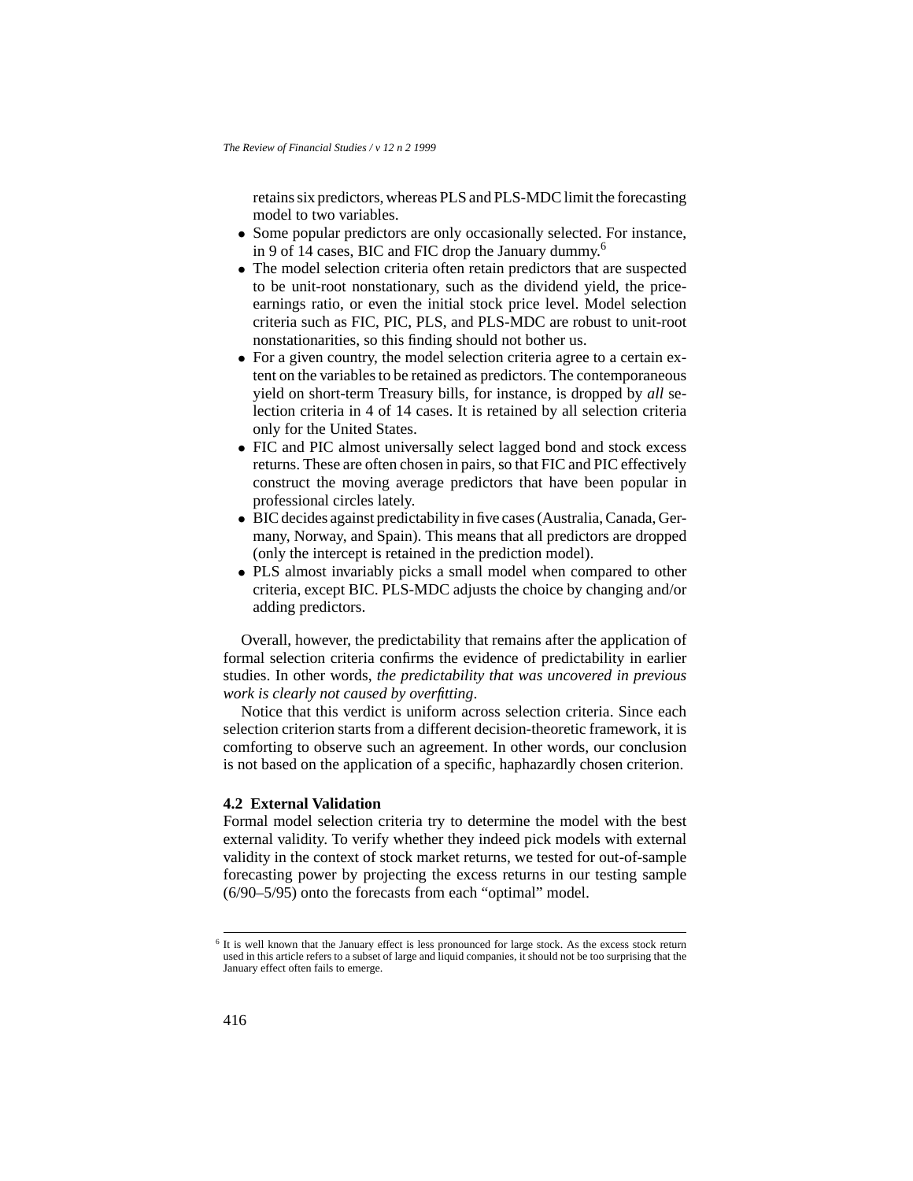retains six predictors, whereas PLS and PLS-MDC limit the forecasting model to two variables.

- Some popular predictors are only occasionally selected. For instance, in 9 of 14 cases, BIC and FIC drop the January dummy.[6]
- The model selection criteria often retain predictors that are suspected to be unit-root nonstationary, such as the dividend yield, the price-earnings ratio, or even the initial stock price level. Model selection criteria such as FIC, PIC, PLS, and PLS-MDC are robust to unit-root nonstationarities, so this finding should not bother us.
- For a given country, the model selection criteria agree to a certain extent on the variables to be retained as predictors. The contemporaneous yield on short-term Treasury bills, for instance, is dropped by *all* selection criteria in 4 of 14 cases. It is retained by all selection criteria only for the United States.
- FIC and PIC almost universally select lagged bond and stock excess returns. These are often chosen in pairs, so that FIC and PIC effectively construct the moving average predictors that have been popular in professional circles lately.
- BIC decides against predictability in five cases (Australia, Canada, Germany, Norway, and Spain). This means that all predictors are dropped (only the intercept is retained in the prediction model).
- PLS almost invariably picks a small model when compared to other criteria, except BIC. PLS-MDC adjusts the choice by changing and/or adding predictors.

Overall, however, the predictability that remains after the application of formal selection criteria confirms the evidence of predictability in earlier studies. In other words, *the predictability that was uncovered in previous work is clearly not caused by overfitting*.

Notice that this verdict is uniform across selection criteria. Since each selection criterion starts from a different decision-theoretic framework, it is comforting to observe such an agreement. In other words, our conclusion is not based on the application of a specific, haphazardly chosen criterion.

### 4.2 External Validation

Formal model selection criteria try to determine the model with the best external validity. To verify whether they indeed pick models with external validity in the context of stock market returns, we tested for out-of-sample forecasting power by projecting the excess returns in our testing sample (6/90–5/95) onto the forecasts from each "optimal" model.

---

[6] It is well known that the January effect is less pronounced for large stock. As the excess stock return used in this article refers to a subset of large and liquid companies, it should not be too surprising that the January effect often fails to emerge.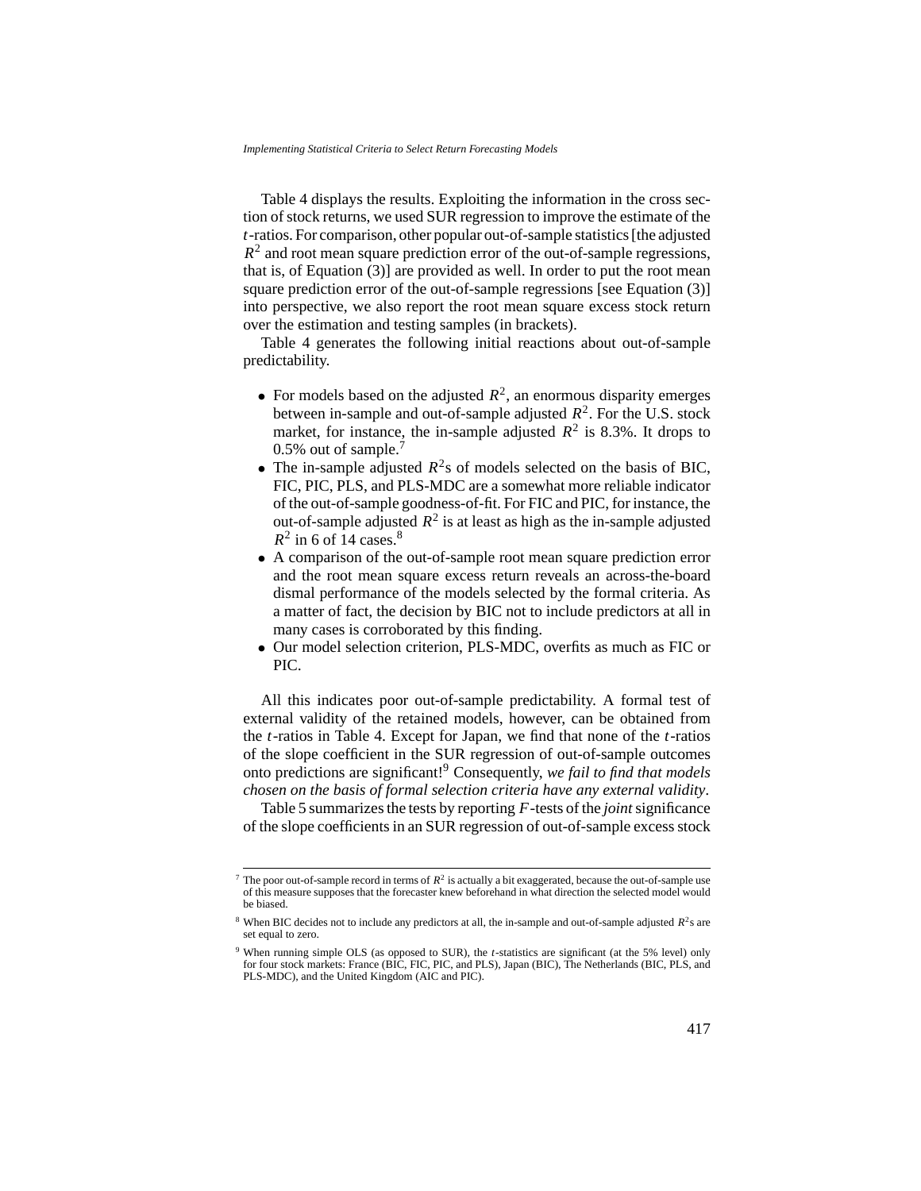Table 4 displays the results. Exploiting the information in the cross section of stock returns, we used SUR regression to improve the estimate of the $t$-ratios. For comparison, other popular out-of-sample statistics [the adjusted $R^2$ and root mean square prediction error of the out-of-sample regressions, that is, of Equation (3)] are provided as well. In order to put the root mean square prediction error of the out-of-sample regressions [see Equation (3)] into perspective, we also report the root mean square excess stock return over the estimation and testing samples (in brackets).

Table 4 generates the following initial reactions about out-of-sample predictability.

- For models based on the adjusted $R^2$, an enormous disparity emerges between in-sample and out-of-sample adjusted $R^2$. For the U.S. stock market, for instance, the in-sample adjusted $R^2$ is 8.3%. It drops to 0.5% out of sample.[7]
- The in-sample adjusted $R^2$s of models selected on the basis of BIC, FIC, PIC, PLS, and PLS-MDC are a somewhat more reliable indicator of the out-of-sample goodness-of-fit. For FIC and PIC, for instance, the out-of-sample adjusted $R^2$ is at least as high as the in-sample adjusted $R^2$ in 6 of 14 cases.[8]
- A comparison of the out-of-sample root mean square prediction error and the root mean square excess return reveals an across-the-board dismal performance of the models selected by the formal criteria. As a matter of fact, the decision by BIC not to include predictors at all in many cases is corroborated by this finding.
- Our model selection criterion, PLS-MDC, overfits as much as FIC or PIC.

All this indicates poor out-of-sample predictability. A formal test of external validity of the retained models, however, can be obtained from the $t$-ratios in Table 4. Except for Japan, we find that none of the $t$-ratios of the slope coefficient in the SUR regression of out-of-sample outcomes onto predictions are significant![9] Consequently, *we fail to find that models chosen on the basis of formal selection criteria have any external validity*.

Table 5 summarizes the tests by reporting $F$-tests of the *joint* significance of the slope coefficients in an SUR regression of out-of-sample excess stock

---

[7] The poor out-of-sample record in terms of $R^2$ is actually a bit exaggerated, because the out-of-sample use of this measure supposes that the forecaster knew beforehand in what direction the selected model would be biased.

[8] When BIC decides not to include any predictors at all, the in-sample and out-of-sample adjusted $R^2$s are set equal to zero.

[9] When running simple OLS (as opposed to SUR), the $t$-statistics are significant (at the 5% level) only for four stock markets: France (BIC, FIC, PIC, and PLS), Japan (BIC), The Netherlands (BIC, PLS, and PLS-MDC), and the United Kingdom (AIC and PIC).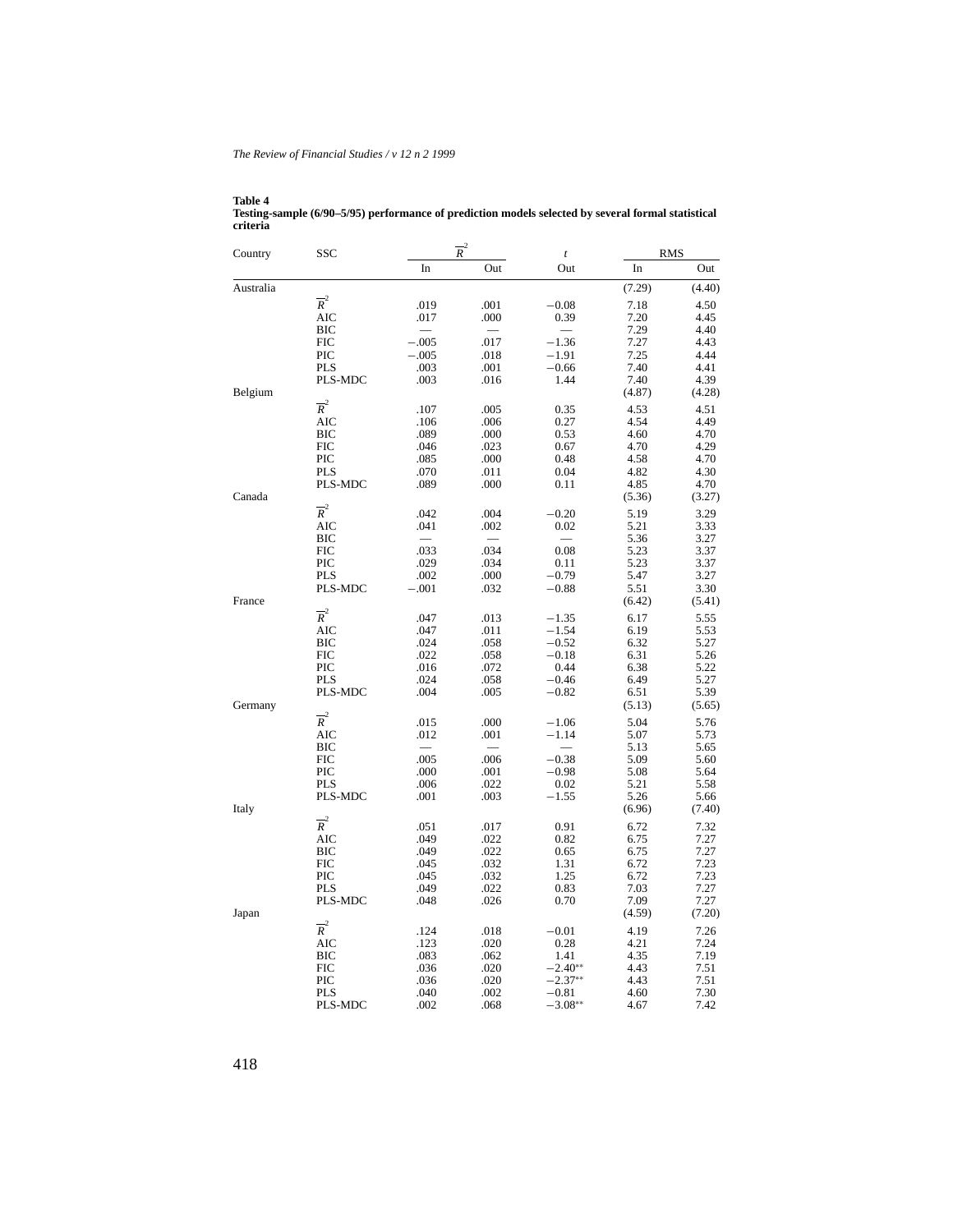**Table 4**
**Testing-sample (6/90–5/95) performance of prediction models selected by several formal statistical criteria**

| Country | SSC | $\overline{R}^2$ | | $t$ | RMS | |
|---|---|---|---|---|---|---|
| | | In | Out | Out | In | Out |
| Australia | | | | | (7.29) | (4.40) |
| | $\overline{R}^2$ | .019 | .001 | −0.08 | 7.18 | 4.50 |
| | AIC | .017 | .000 | 0.39 | 7.20 | 4.45 |
| | BIC | — | — | — | 7.29 | 4.40 |
| | FIC | −.005 | .017 | −1.36 | 7.27 | 4.43 |
| | PIC | −.005 | .018 | −1.91 | 7.25 | 4.44 |
| | PLS | .003 | .001 | −0.66 | 7.40 | 4.41 |
| | PLS-MDC | .003 | .016 | 1.44 | 7.40 | 4.39 |
| Belgium | | | | | (4.87) | (4.28) |
| | $\overline{R}^2$ | .107 | .005 | 0.35 | 4.53 | 4.51 |
| | AIC | .106 | .006 | 0.27 | 4.54 | 4.49 |
| | BIC | .089 | .000 | 0.53 | 4.60 | 4.70 |
| | FIC | .046 | .023 | 0.67 | 4.70 | 4.29 |
| | PIC | .085 | .000 | 0.48 | 4.58 | 4.70 |
| | PLS | .070 | .011 | 0.04 | 4.82 | 4.30 |
| | PLS-MDC | .089 | .000 | 0.11 | 4.85 | 4.70 |
| Canada | | | | | (5.36) | (3.27) |
| | $\overline{R}^2$ | .042 | .004 | −0.20 | 5.19 | 3.29 |
| | AIC | .041 | .002 | 0.02 | 5.21 | 3.33 |
| | BIC | — | — | — | 5.36 | 3.27 |
| | FIC | .033 | .034 | 0.08 | 5.23 | 3.37 |
| | PIC | .029 | .034 | 0.11 | 5.23 | 3.37 |
| | PLS | .002 | .000 | −0.79 | 5.47 | 3.27 |
| | PLS-MDC | −.001 | .032 | −0.88 | 5.51 | 3.30 |
| France | | | | | (6.42) | (5.41) |
| | $\overline{R}^2$ | .047 | .013 | −1.35 | 6.17 | 5.55 |
| | AIC | .047 | .011 | −1.54 | 6.19 | 5.53 |
| | BIC | .024 | .058 | −0.52 | 6.32 | 5.27 |
| | FIC | .022 | .058 | −0.18 | 6.31 | 5.26 |
| | PIC | .016 | .072 | 0.44 | 6.38 | 5.22 |
| | PLS | .024 | .058 | −0.46 | 6.49 | 5.27 |
| | PLS-MDC | .004 | .005 | −0.82 | 6.51 | 5.39 |
| Germany | | | | | (5.13) | (5.65) |
| | $\overline{R}^2$ | .015 | .000 | −1.06 | 5.04 | 5.76 |
| | AIC | .012 | .001 | −1.14 | 5.07 | 5.73 |
| | BIC | — | — | — | 5.13 | 5.65 |
| | FIC | .005 | .006 | −0.38 | 5.09 | 5.60 |
| | PIC | .000 | .001 | −0.98 | 5.08 | 5.64 |
| | PLS | .006 | .022 | 0.02 | 5.21 | 5.58 |
| | PLS-MDC | .001 | .003 | −1.55 | 5.26 | 5.66 |
| Italy | | | | | (6.96) | (7.40) |
| | $\overline{R}^2$ | .051 | .017 | 0.91 | 6.72 | 7.32 |
| | AIC | .049 | .022 | 0.82 | 6.75 | 7.27 |
| | BIC | .049 | .022 | 0.65 | 6.75 | 7.27 |
| | FIC | .045 | .032 | 1.31 | 6.72 | 7.23 |
| | PIC | .045 | .032 | 1.25 | 6.72 | 7.23 |
| | PLS | .049 | .022 | 0.83 | 7.03 | 7.27 |
| | PLS-MDC | .048 | .026 | 0.70 | 7.09 | 7.27 |
| Japan | | | | | (4.59) | (7.20) |
| | $\overline{R}^2$ | .124 | .018 | −0.01 | 4.19 | 7.26 |
| | AIC | .123 | .020 | 0.28 | 4.21 | 7.24 |
| | BIC | .083 | .062 | 1.41 | 4.35 | 7.19 |
| | FIC | .036 | .020 | −2.40** | 4.43 | 7.51 |
| | PIC | .036 | .020 | −2.37** | 4.43 | 7.51 |
| | PLS | .040 | .002 | −0.81 | 4.60 | 7.30 |
| | PLS-MDC | .002 | .068 | −3.08** | 4.67 | 7.42 |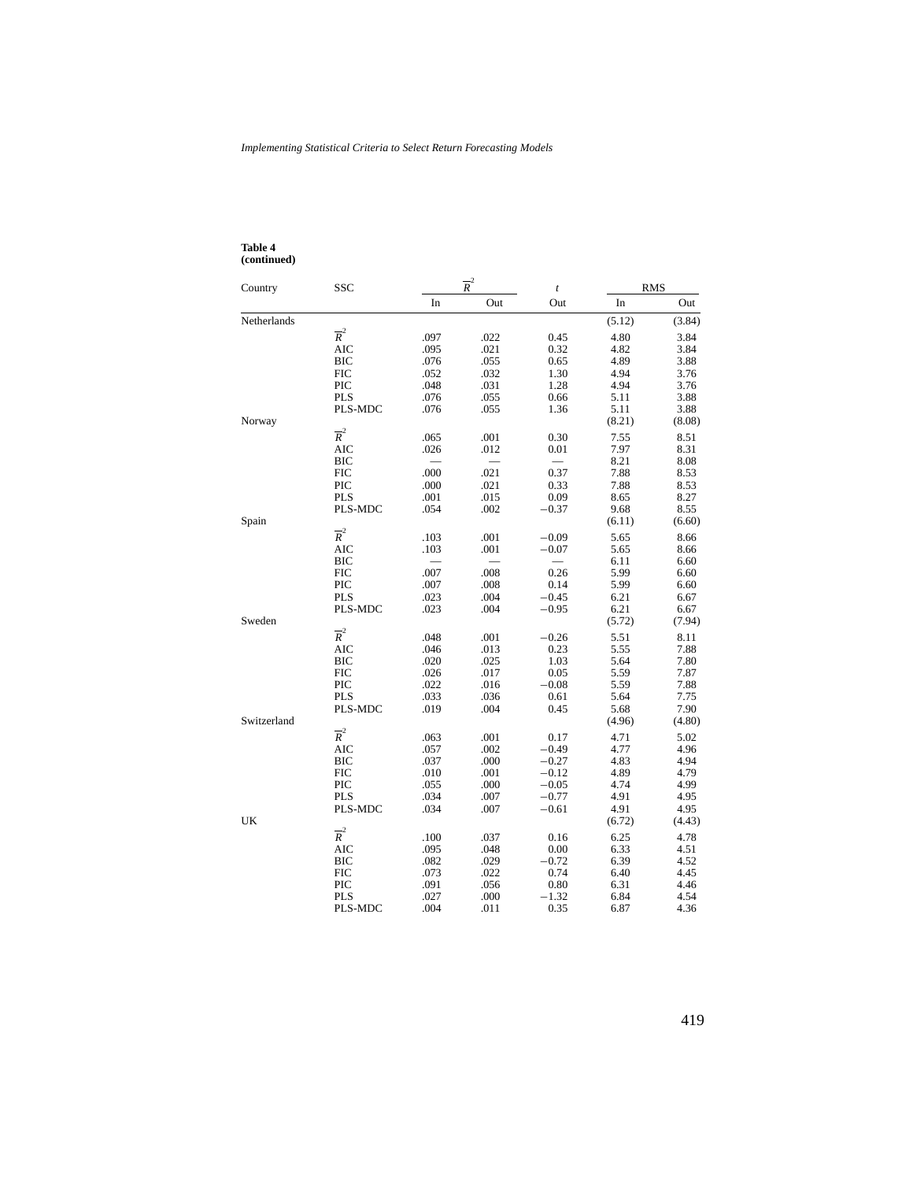**Table 4**
**(continued)**

| Country | SSC | $\overline{R}^2$ | | $t$ | RMS | |
|---|---|---|---|---|---|---|
| | | In | Out | Out | In | Out |
| Netherlands | | | | | (5.12) | (3.84) |
| | $\overline{R}^2$ | .097 | .022 | 0.45 | 4.80 | 3.84 |
| | AIC | .095 | .021 | 0.32 | 4.82 | 3.84 |
| | BIC | .076 | .055 | 0.65 | 4.89 | 3.88 |
| | FIC | .052 | .032 | 1.30 | 4.94 | 3.76 |
| | PIC | .048 | .031 | 1.28 | 4.94 | 3.76 |
| | PLS | .076 | .055 | 0.66 | 5.11 | 3.88 |
| | PLS-MDC | .076 | .055 | 1.36 | 5.11 | 3.88 |
| Norway | | | | | (8.21) | (8.08) |
| | $\overline{R}^2$ | .065 | .001 | 0.30 | 7.55 | 8.51 |
| | AIC | .026 | .012 | 0.01 | 7.97 | 8.31 |
| | BIC | — | — | — | 8.21 | 8.08 |
| | FIC | .000 | .021 | 0.37 | 7.88 | 8.53 |
| | PIC | .000 | .021 | 0.33 | 7.88 | 8.53 |
| | PLS | .001 | .015 | 0.09 | 8.65 | 8.27 |
| | PLS-MDC | .054 | .002 | −0.37 | 9.68 | 8.55 |
| Spain | | | | | (6.11) | (6.60) |
| | $\overline{R}^2$ | .103 | .001 | −0.09 | 5.65 | 8.66 |
| | AIC | .103 | .001 | −0.07 | 5.65 | 8.66 |
| | BIC | — | — | — | 6.11 | 6.60 |
| | FIC | .007 | .008 | 0.26 | 5.99 | 6.60 |
| | PIC | .007 | .008 | 0.14 | 5.99 | 6.60 |
| | PLS | .023 | .004 | −0.45 | 6.21 | 6.67 |
| | PLS-MDC | .023 | .004 | −0.95 | 6.21 | 6.67 |
| Sweden | | | | | (5.72) | (7.94) |
| | $\overline{R}^2$ | .048 | .001 | −0.26 | 5.51 | 8.11 |
| | AIC | .046 | .013 | 0.23 | 5.55 | 7.88 |
| | BIC | .020 | .025 | 1.03 | 5.64 | 7.80 |
| | FIC | .026 | .017 | 0.05 | 5.59 | 7.87 |
| | PIC | .022 | .016 | −0.08 | 5.59 | 7.88 |
| | PLS | .033 | .036 | 0.61 | 5.64 | 7.75 |
| | PLS-MDC | .019 | .004 | 0.45 | 5.68 | 7.90 |
| Switzerland | | | | | (4.96) | (4.80) |
| | $\overline{R}^2$ | .063 | .001 | 0.17 | 4.71 | 5.02 |
| | AIC | .057 | .002 | −0.49 | 4.77 | 4.96 |
| | BIC | .037 | .000 | −0.27 | 4.83 | 4.94 |
| | FIC | .010 | .001 | −0.12 | 4.89 | 4.79 |
| | PIC | .055 | .000 | −0.05 | 4.74 | 4.99 |
| | PLS | .034 | .007 | −0.77 | 4.91 | 4.95 |
| | PLS-MDC | .034 | .007 | −0.61 | 4.91 | 4.95 |
| UK | | | | | (6.72) | (4.43) |
| | $\overline{R}^2$ | .100 | .037 | 0.16 | 6.25 | 4.78 |
| | AIC | .095 | .048 | 0.00 | 6.33 | 4.51 |
| | BIC | .082 | .029 | −0.72 | 6.39 | 4.52 |
| | FIC | .073 | .022 | 0.74 | 6.40 | 4.45 |
| | PIC | .091 | .056 | 0.80 | 6.31 | 4.46 |
| | PLS | .027 | .000 | −1.32 | 6.84 | 4.54 |
| | PLS-MDC | .004 | .011 | 0.35 | 6.87 | 4.36 |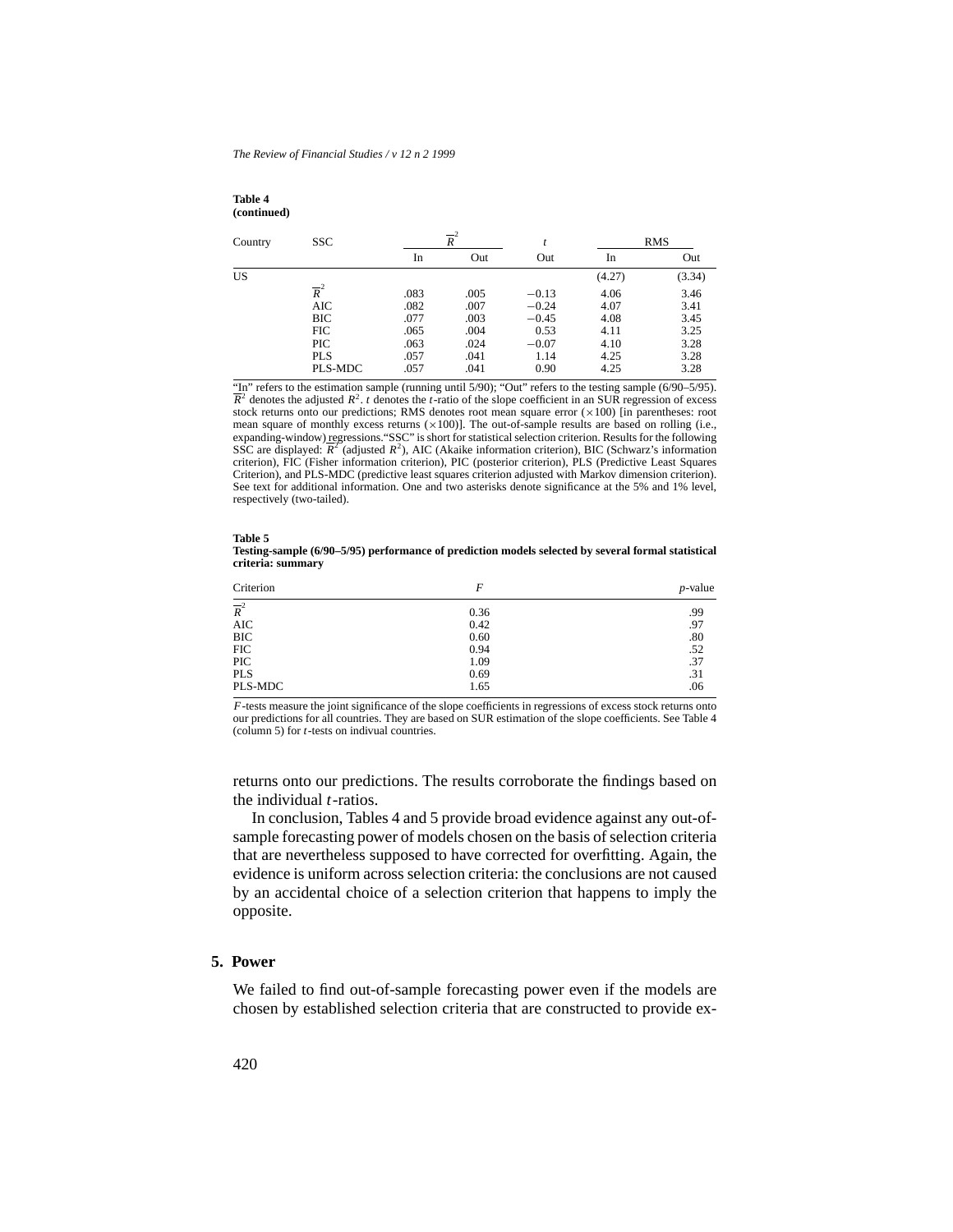**Table 4**
**(continued)**

| Country | SSC | $\overline{R}^2$ | | $t$ | RMS | |
|---|---|---|---|---|---|---|
| | | In | Out | Out | In | Out |
| US | | | | | (4.27) | (3.34) |
| | $\overline{R}^2$ | .083 | .005 | $-0.13$ | 4.06 | 3.46 |
| | AIC | .082 | .007 | $-0.24$ | 4.07 | 3.41 |
| | BIC | .077 | .003 | $-0.45$ | 4.08 | 3.45 |
| | FIC | .065 | .004 | 0.53 | 4.11 | 3.25 |
| | PIC | .063 | .024 | $-0.07$ | 4.10 | 3.28 |
| | PLS | .057 | .041 | 1.14 | 4.25 | 3.28 |
| | PLS-MDC | .057 | .041 | 0.90 | 4.25 | 3.28 |

"In" refers to the estimation sample (running until 5/90); "Out" refers to the testing sample (6/90–5/95). $\overline{R}^2$ denotes the adjusted $R^2$. $t$ denotes the $t$-ratio of the slope coefficient in an SUR regression of excess stock returns onto our predictions; RMS denotes root mean square error ($\times 100$) [in parentheses: root mean square of monthly excess returns ($\times 100$)]. The out-of-sample results are based on rolling (i.e., expanding-window) regressions."SSC" is short for statistical selection criterion. Results for the following SSC are displayed: $\overline{R}^2$ (adjusted $R^2$), AIC (Akaike information criterion), BIC (Schwarz's information criterion), FIC (Fisher information criterion), PIC (posterior criterion), PLS (Predictive Least Squares Criterion), and PLS-MDC (predictive least squares criterion adjusted with Markov dimension criterion). See text for additional information. One and two asterisks denote significance at the 5% and 1% level, respectively (two-tailed).

**Table 5**
**Testing-sample (6/90–5/95) performance of prediction models selected by several formal statistical criteria: summary**

| Criterion | $F$ | $p$-value |
|---|---|---|
| $\overline{R}^2$ | 0.36 | .99 |
| AIC | 0.42 | .97 |
| BIC | 0.60 | .80 |
| FIC | 0.94 | .52 |
| PIC | 1.09 | .37 |
| PLS | 0.69 | .31 |
| PLS-MDC | 1.65 | .06 |

$F$-tests measure the joint significance of the slope coefficients in regressions of excess stock returns onto our predictions for all countries. They are based on SUR estimation of the slope coefficients. See Table 4 (column 5) for $t$-tests on indivual countries.

returns onto our predictions. The results corroborate the findings based on the individual $t$-ratios.

In conclusion, Tables 4 and 5 provide broad evidence against any out-of-sample forecasting power of models chosen on the basis of selection criteria that are nevertheless supposed to have corrected for overfitting. Again, the evidence is uniform across selection criteria: the conclusions are not caused by an accidental choice of a selection criterion that happens to imply the opposite.

## 5. Power

We failed to find out-of-sample forecasting power even if the models are chosen by established selection criteria that are constructed to provide ex-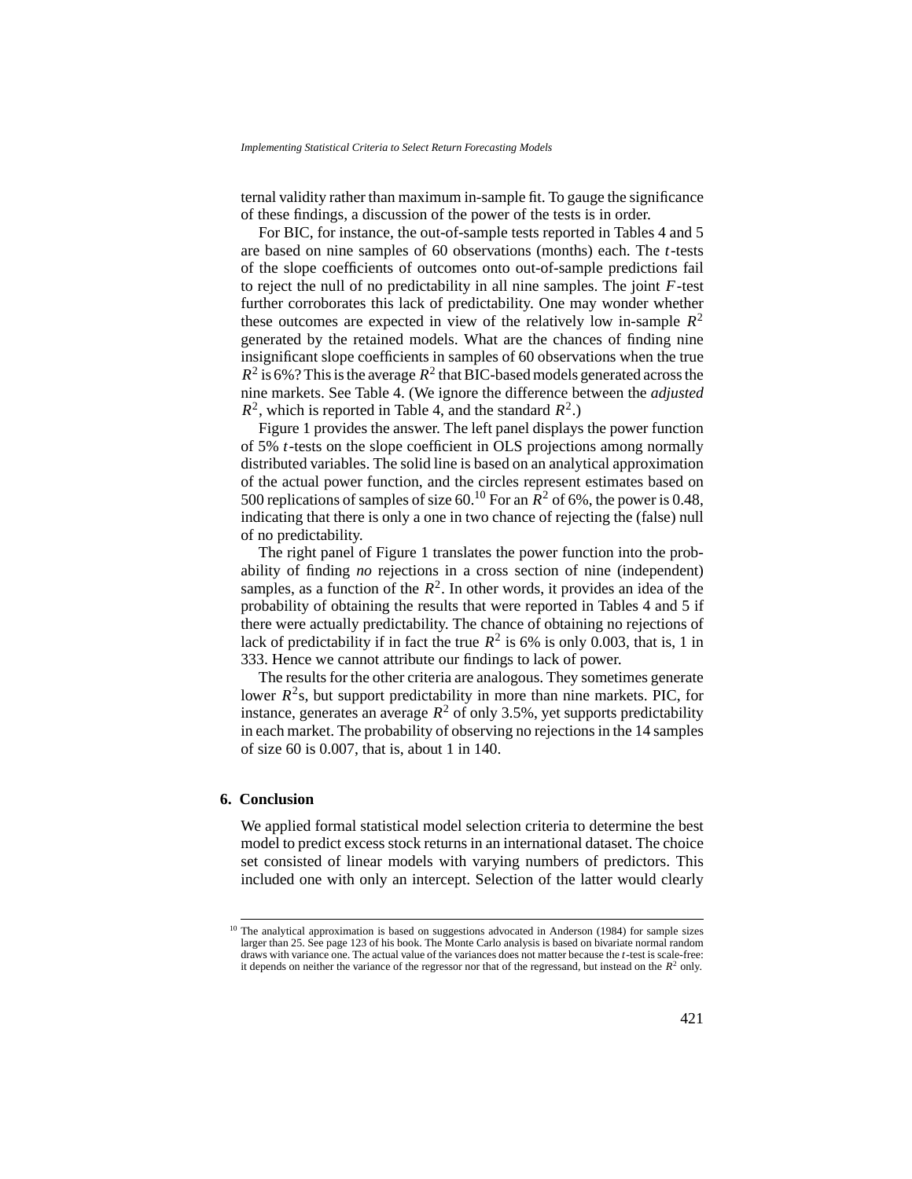ternal validity rather than maximum in-sample fit. To gauge the significance of these findings, a discussion of the power of the tests is in order.

For BIC, for instance, the out-of-sample tests reported in Tables 4 and 5 are based on nine samples of 60 observations (months) each. The $t$-tests of the slope coefficients of outcomes onto out-of-sample predictions fail to reject the null of no predictability in all nine samples. The joint $F$-test further corroborates this lack of predictability. One may wonder whether these outcomes are expected in view of the relatively low in-sample $R^2$ generated by the retained models. What are the chances of finding nine insignificant slope coefficients in samples of 60 observations when the true $R^2$ is 6%? This is the average $R^2$ that BIC-based models generated across the nine markets. See Table 4. (We ignore the difference between the *adjusted* $R^2$, which is reported in Table 4, and the standard $R^2$.)

Figure 1 provides the answer. The left panel displays the power function of 5% $t$-tests on the slope coefficient in OLS projections among normally distributed variables. The solid line is based on an analytical approximation of the actual power function, and the circles represent estimates based on 500 replications of samples of size 60.[10] For an $R^2$ of 6%, the power is 0.48, indicating that there is only a one in two chance of rejecting the (false) null of no predictability.

The right panel of Figure 1 translates the power function into the probability of finding *no* rejections in a cross section of nine (independent) samples, as a function of the $R^2$. In other words, it provides an idea of the probability of obtaining the results that were reported in Tables 4 and 5 if there were actually predictability. The chance of obtaining no rejections of lack of predictability if in fact the true $R^2$ is 6% is only 0.003, that is, 1 in 333. Hence we cannot attribute our findings to lack of power.

The results for the other criteria are analogous. They sometimes generate lower $R^2$s, but support predictability in more than nine markets. PIC, for instance, generates an average $R^2$ of only 3.5%, yet supports predictability in each market. The probability of observing no rejections in the 14 samples of size 60 is 0.007, that is, about 1 in 140.

## 6. Conclusion

We applied formal statistical model selection criteria to determine the best model to predict excess stock returns in an international dataset. The choice set consisted of linear models with varying numbers of predictors. This included one with only an intercept. Selection of the latter would clearly

[10] The analytical approximation is based on suggestions advocated in Anderson (1984) for sample sizes larger than 25. See page 123 of his book. The Monte Carlo analysis is based on bivariate normal random draws with variance one. The actual value of the variances does not matter because the $t$-test is scale-free: it depends on neither the variance of the regressor nor that of the regressand, but instead on the $R^2$ only.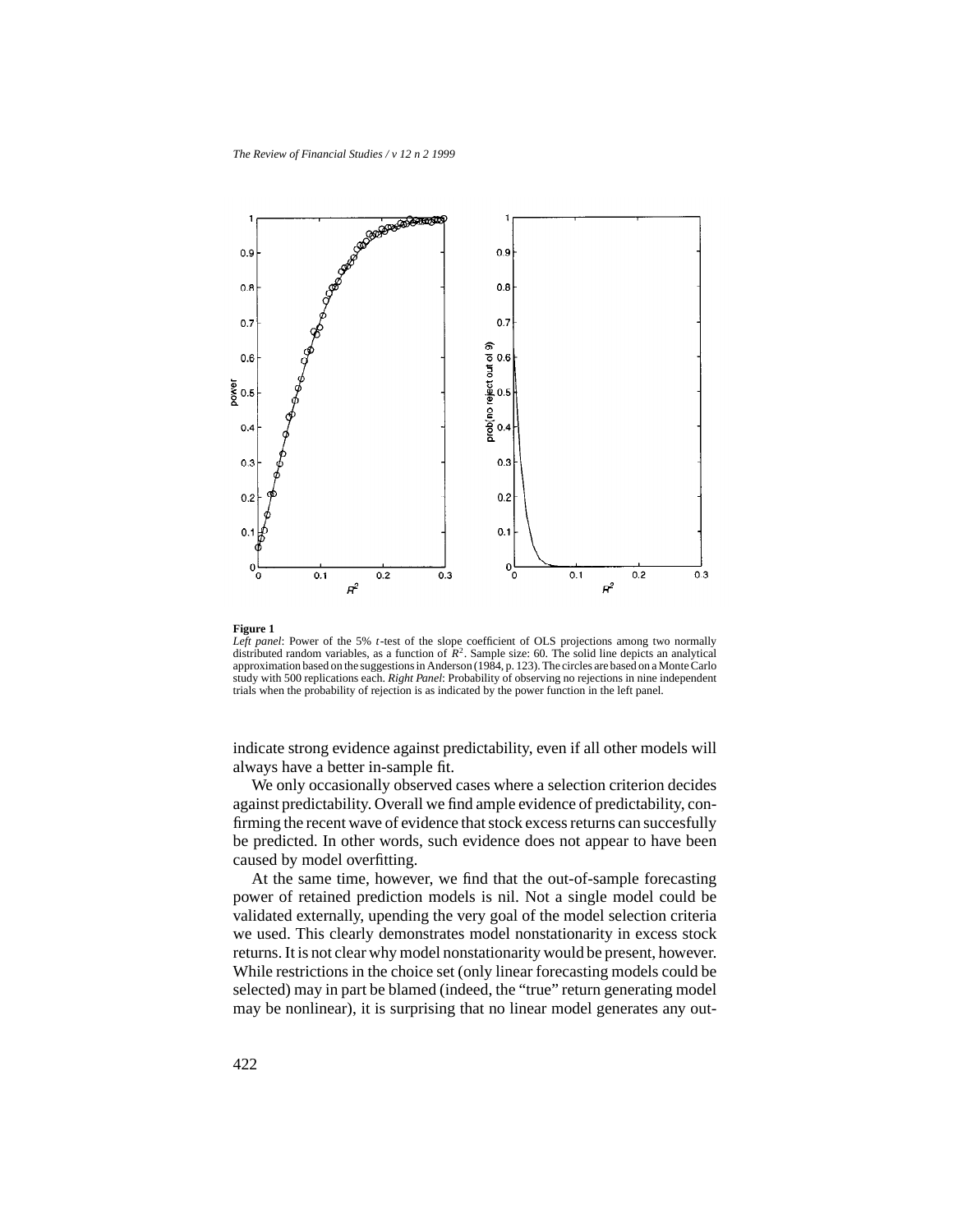**Figure 1**

*Left panel*: Power of the 5% $t$-test of the slope coefficient of OLS projections among two normally distributed random variables, as a function of $R^2$. Sample size: 60. The solid line depicts an analytical approximation based on the suggestions in Anderson (1984, p. 123). The circles are based on a Monte Carlo study with 500 replications each. *Right Panel*: Probability of observing no rejections in nine independent trials when the probability of rejection is as indicated by the power function in the left panel.

indicate strong evidence against predictability, even if all other models will always have a better in-sample fit.

We only occasionally observed cases where a selection criterion decides against predictability. Overall we find ample evidence of predictability, confirming the recent wave of evidence that stock excess returns can succesfully be predicted. In other words, such evidence does not appear to have been caused by model overfitting.

At the same time, however, we find that the out-of-sample forecasting power of retained prediction models is nil. Not a single model could be validated externally, upending the very goal of the model selection criteria we used. This clearly demonstrates model nonstationarity in excess stock returns. It is not clear why model nonstationarity would be present, however. While restrictions in the choice set (only linear forecasting models could be selected) may in part be blamed (indeed, the "true" return generating model may be nonlinear), it is surprising that no linear model generates any out-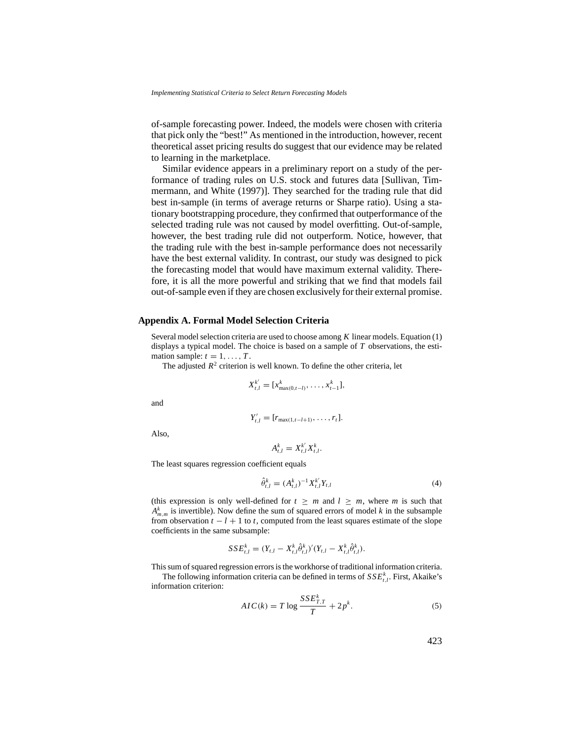of-sample forecasting power. Indeed, the models were chosen with criteria that pick only the "best!" As mentioned in the introduction, however, recent theoretical asset pricing results do suggest that our evidence may be related to learning in the marketplace.

Similar evidence appears in a preliminary report on a study of the performance of trading rules on U.S. stock and futures data [Sullivan, Timmermann, and White (1997)]. They searched for the trading rule that did best in-sample (in terms of average returns or Sharpe ratio). Using a stationary bootstrapping procedure, they confirmed that outperformance of the selected trading rule was not caused by model overfitting. Out-of-sample, however, the best trading rule did not outperform. Notice, however, that the trading rule with the best in-sample performance does not necessarily have the best external validity. In contrast, our study was designed to pick the forecasting model that would have maximum external validity. Therefore, it is all the more powerful and striking that we find that models fail out-of-sample even if they are chosen exclusively for their external promise.

## Appendix A. Formal Model Selection Criteria

Several model selection criteria are used to choose among $K$ linear models. Equation (1) displays a typical model. The choice is based on a sample of $T$ observations, the estimation sample: $t = 1, \ldots, T$.

The adjusted $R^2$ criterion is well known. To define the other criteria, let

$$X_{t,l}^{k'} = [x_{\max(0,t-l)}^k, \ldots, x_{t-1}^k],$$

and

$$Y_{t,l}' = [r_{\max(1,t-l+1)}, \ldots, r_t].$$

Also,

$$A_{t,l}^k = X_{t,l}^{k'} X_{t,l}^k.$$

The least squares regression coefficient equals

$$\hat{\theta}_{t,l}^k = (A_{t,l}^k)^{-1} X_{t,l}^{k'} Y_{t,l} \tag{4}$$

(this expression is only well-defined for $t \geq m$ and $l \geq m$, where $m$ is such that $A_{m,m}^k$ is invertible). Now define the sum of squared errors of model $k$ in the subsample from observation $t - l + 1$ to $t$, computed from the least squares estimate of the slope coefficients in the same subsample:

$$SSE_{t,l}^k = (Y_{t,l} - X_{t,l}^k \hat{\theta}_{t,l}^k)'(Y_{t,l} - X_{t,l}^k \hat{\theta}_{t,l}^k).$$

This sum of squared regression errors is the workhorse of traditional information criteria.

The following information criteria can be defined in terms of $SSE_{t,l}^k$. First, Akaike's information criterion:

$$AIC(k) = T \log \frac{SSE_{T,T}^k}{T} + 2p^k. \tag{5}$$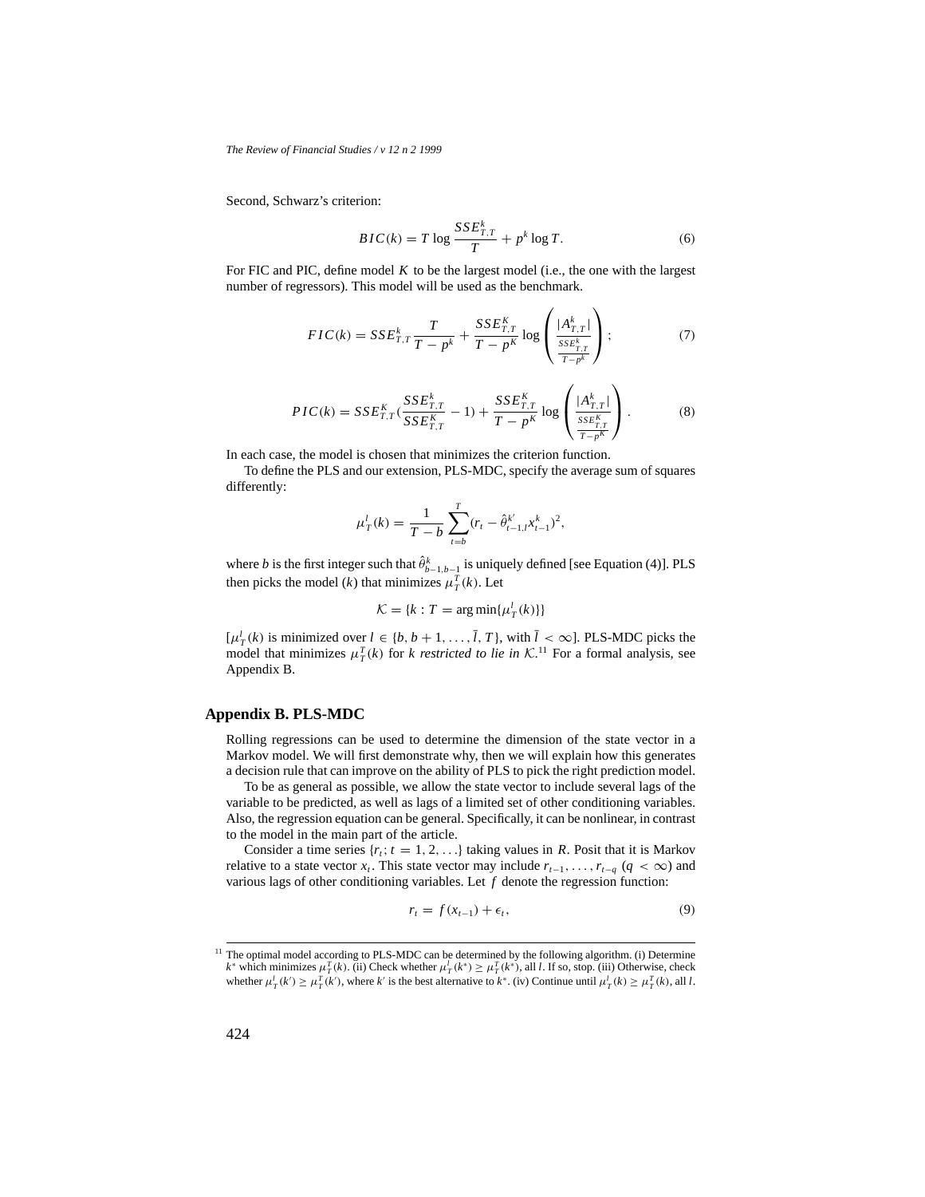Second, Schwarz's criterion:

$$BIC(k) = T \log \frac{SSE_{T,T}^{k}}{T} + p^{k} \log T. \tag{6}$$

For FIC and PIC, define model $K$ to be the largest model (i.e., the one with the largest number of regressors). This model will be used as the benchmark.

$$FIC(k) = SSE_{T,T}^{k} \frac{T}{T - p^{k}} + \frac{SSE_{T,T}^{K}}{T - p^{K}} \log \left( \frac{|A_{T,T}^{k}|}{\frac{SSE_{T,T}^{k}}{T - p^{k}}} \right); \tag{7}$$

$$PIC(k) = SSE_{T,T}^{K} \left( \frac{SSE_{T,T}^{k}}{SSE_{T,T}^{K}} - 1 \right) + \frac{SSE_{T,T}^{K}}{T - p^{K}} \log \left( \frac{|A_{T,T}^{k}|}{\frac{SSE_{T,T}^{K}}{T - p^{K}}} \right). \tag{8}$$

In each case, the model is chosen that minimizes the criterion function.

To define the PLS and our extension, PLS-MDC, specify the average sum of squares differently:

$$\mu_{T}^{l}(k) = \frac{1}{T - b} \sum_{t=b}^{T} (r_{t} - \hat{\theta}_{t-1,l}^{k'} x_{t-1}^{k})^{2},$$

where $b$ is the first integer such that $\hat{\theta}_{b-1,b-1}^{k}$ is uniquely defined [see Equation (4)]. PLS then picks the model ($k$) that minimizes $\mu_{T}^{T}(k)$. Let

$$\mathcal{K} = \{k : T = \arg\min\{\mu_{T}^{l}(k)\}\}$$

[$\mu_{T}^{l}(k)$ is minimized over $l \in \{b, b+1, \ldots, \bar{l}, T\}$, with $\bar{l} < \infty$]. PLS-MDC picks the model that minimizes $\mu_{T}^{T}(k)$ for $k$ *restricted to lie in* $\mathcal{K}$.[11] For a formal analysis, see Appendix B.

## Appendix B. PLS-MDC

Rolling regressions can be used to determine the dimension of the state vector in a Markov model. We will first demonstrate why, then we will explain how this generates a decision rule that can improve on the ability of PLS to pick the right prediction model.

To be as general as possible, we allow the state vector to include several lags of the variable to be predicted, as well as lags of a limited set of other conditioning variables. Also, the regression equation can be general. Specifically, it can be nonlinear, in contrast to the model in the main part of the article.

Consider a time series $\{r_{t}; t = 1, 2, \ldots\}$ taking values in $R$. Posit that it is Markov relative to a state vector $x_{t}$. This state vector may include $r_{t-1}, \ldots, r_{t-q}$ ($q < \infty$) and various lags of other conditioning variables. Let $f$ denote the regression function:

$$r_{t} = f(x_{t-1}) + \epsilon_{t}, \tag{9}$$

[11] The optimal model according to PLS-MDC can be determined by the following algorithm. (i) Determine $k^{*}$ which minimizes $\mu_{T}^{T}(k)$. (ii) Check whether $\mu_{T}^{l}(k^{*}) \geq \mu_{T}^{T}(k^{*})$, all $l$. If so, stop. (iii) Otherwise, check whether $\mu_{T}^{l}(k') \geq \mu_{T}^{T}(k')$, where $k'$ is the best alternative to $k^{*}$. (iv) Continue until $\mu_{T}^{l}(k) \geq \mu_{T}^{T}(k)$, all $l$.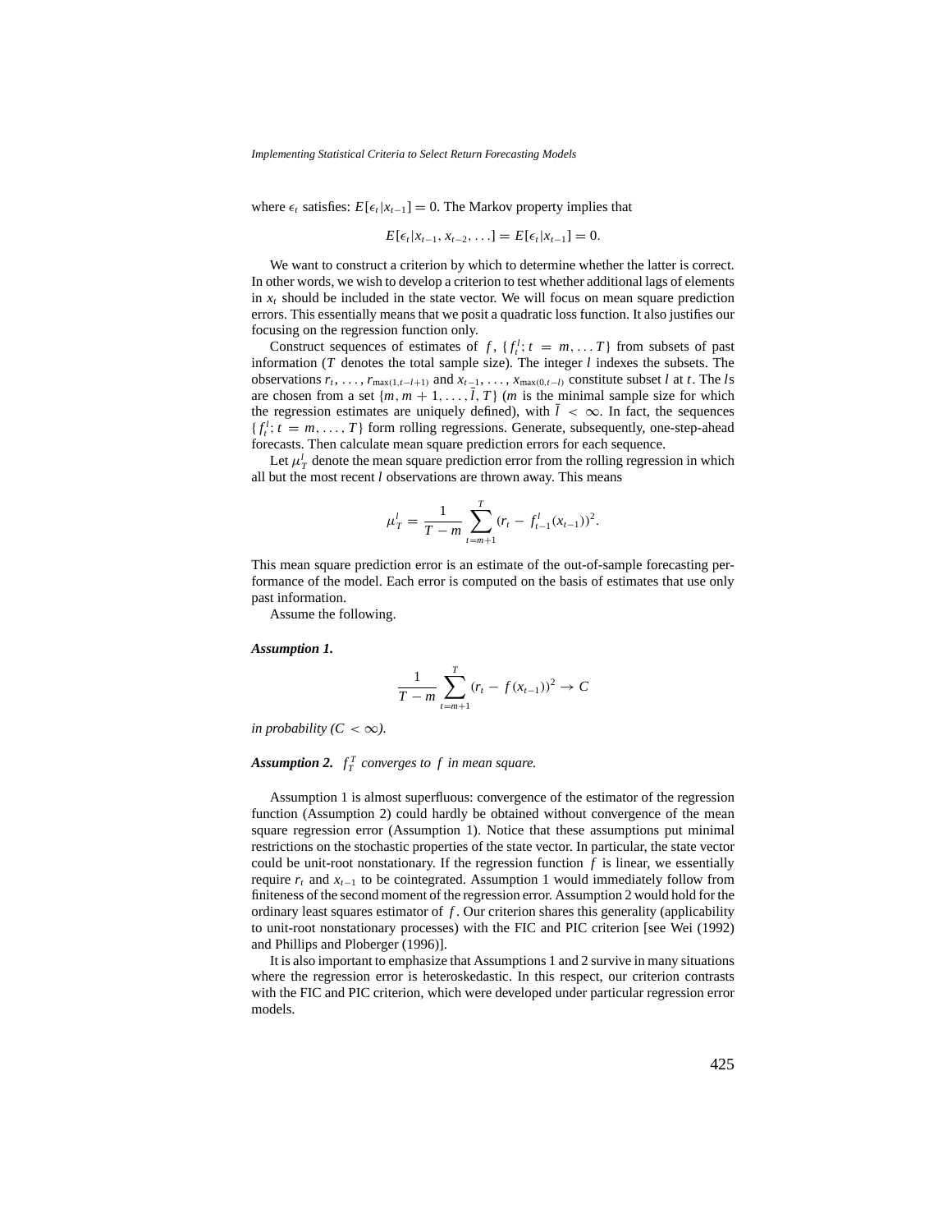where $\epsilon_t$ satisfies: $E[\epsilon_t | x_{t-1}] = 0$. The Markov property implies that

$$E[\epsilon_t | x_{t-1}, x_{t-2}, \ldots] = E[\epsilon_t | x_{t-1}] = 0.$$

We want to construct a criterion by which to determine whether the latter is correct. In other words, we wish to develop a criterion to test whether additional lags of elements in $x_t$ should be included in the state vector. We will focus on mean square prediction errors. This essentially means that we posit a quadratic loss function. It also justifies our focusing on the regression function only.

Construct sequences of estimates of $f$, $\{f_t^l; t = m, \ldots T\}$ from subsets of past information ($T$ denotes the total sample size). The integer $l$ indexes the subsets. The observations $r_t, \ldots, r_{\max(1,t-l+1)}$ and $x_{t-1}, \ldots, x_{\max(0,t-l)}$ constitute subset $l$ at $t$. The $l$s are chosen from a set $\{m, m+1, \ldots, \bar{l}, T\}$ ($m$ is the minimal sample size for which the regression estimates are uniquely defined), with $\bar{l} < \infty$. In fact, the sequences $\{f_t^l; t = m, \ldots, T\}$ form rolling regressions. Generate, subsequently, one-step-ahead forecasts. Then calculate mean square prediction errors for each sequence.

Let $\mu_T^l$ denote the mean square prediction error from the rolling regression in which all but the most recent $l$ observations are thrown away. This means

$$\mu_T^l = \frac{1}{T-m} \sum_{t=m+1}^{T} (r_t - f_{t-1}^l(x_{t-1}))^2.$$

This mean square prediction error is an estimate of the out-of-sample forecasting performance of the model. Each error is computed on the basis of estimates that use only past information.

Assume the following.

***Assumption 1.***

$$\frac{1}{T-m} \sum_{t=m+1}^{T} (r_t - f(x_{t-1}))^2 \to C$$

*in probability ($C < \infty$).*

***Assumption 2.*** *$f_T^T$ converges to $f$ in mean square.*

Assumption 1 is almost superfluous: convergence of the estimator of the regression function (Assumption 2) could hardly be obtained without convergence of the mean square regression error (Assumption 1). Notice that these assumptions put minimal restrictions on the stochastic properties of the state vector. In particular, the state vector could be unit-root nonstationary. If the regression function $f$ is linear, we essentially require $r_t$ and $x_{t-1}$ to be cointegrated. Assumption 1 would immediately follow from finiteness of the second moment of the regression error. Assumption 2 would hold for the ordinary least squares estimator of $f$. Our criterion shares this generality (applicability to unit-root nonstationary processes) with the FIC and PIC criterion [see Wei (1992) and Phillips and Ploberger (1996)].

It is also important to emphasize that Assumptions 1 and 2 survive in many situations where the regression error is heteroskedastic. In this respect, our criterion contrasts with the FIC and PIC criterion, which were developed under particular regression error models.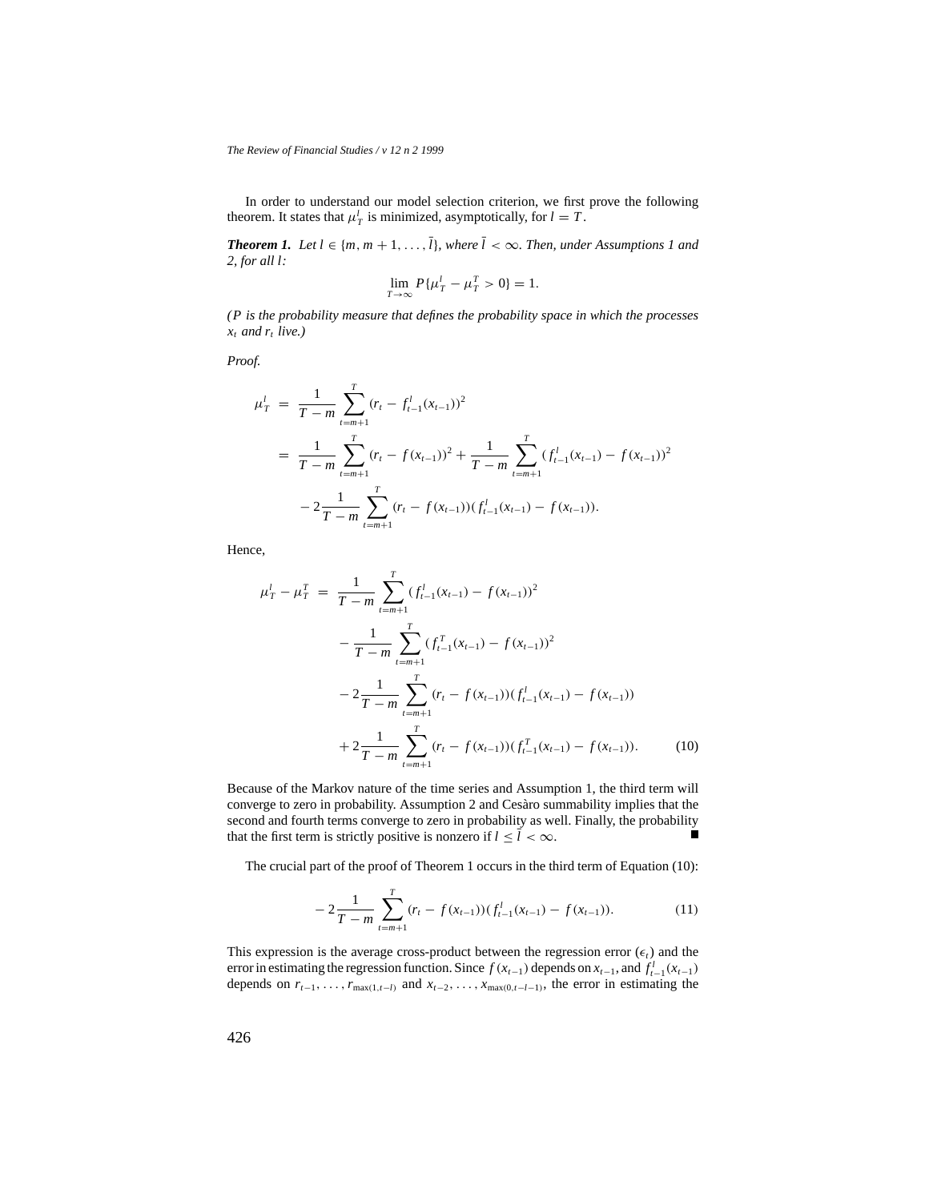In order to understand our model selection criterion, we first prove the following theorem. It states that $\mu_T^l$ is minimized, asymptotically, for $l = T$.

***Theorem 1.*** *Let $l \in \{m, m+1, \ldots, \bar{l}\}$, where $\bar{l} < \infty$. Then, under Assumptions 1 and 2, for all $l$:*

$$\lim_{T \to \infty} P\{\mu_T^l - \mu_T^T > 0\} = 1.$$

*($P$ is the probability measure that defines the probability space in which the processes $x_t$ and $r_t$ live.)*

*Proof.*

$$\begin{aligned}
\mu_T^l &= \frac{1}{T-m} \sum_{t=m+1}^{T} (r_t - f_{t-1}^l(x_{t-1}))^2 \\
&= \frac{1}{T-m} \sum_{t=m+1}^{T} (r_t - f(x_{t-1}))^2 + \frac{1}{T-m} \sum_{t=m+1}^{T} (f_{t-1}^l(x_{t-1}) - f(x_{t-1}))^2 \\
&\quad - 2\frac{1}{T-m} \sum_{t=m+1}^{T} (r_t - f(x_{t-1}))(f_{t-1}^l(x_{t-1}) - f(x_{t-1})).
\end{aligned}$$

Hence,

$$\begin{aligned}
\mu_T^l - \mu_T^T &= \frac{1}{T-m} \sum_{t=m+1}^{T} (f_{t-1}^l(x_{t-1}) - f(x_{t-1}))^2 \\
&\quad - \frac{1}{T-m} \sum_{t=m+1}^{T} (f_{t-1}^T(x_{t-1}) - f(x_{t-1}))^2 \\
&\quad - 2\frac{1}{T-m} \sum_{t=m+1}^{T} (r_t - f(x_{t-1}))(f_{t-1}^l(x_{t-1}) - f(x_{t-1})) \\
&\quad + 2\frac{1}{T-m} \sum_{t=m+1}^{T} (r_t - f(x_{t-1}))(f_{t-1}^T(x_{t-1}) - f(x_{t-1})). \qquad (10)
\end{aligned}$$

Because of the Markov nature of the time series and Assumption 1, the third term will converge to zero in probability. Assumption 2 and Cesàro summability implies that the second and fourth terms converge to zero in probability as well. Finally, the probability that the first term is strictly positive is nonzero if $l \leq \bar{l} < \infty$. ■

The crucial part of the proof of Theorem 1 occurs in the third term of Equation (10):

$$-2\frac{1}{T-m} \sum_{t=m+1}^{T} (r_t - f(x_{t-1}))(f_{t-1}^l(x_{t-1}) - f(x_{t-1})). \qquad (11)$$

This expression is the average cross-product between the regression error ($\epsilon_t$) and the error in estimating the regression function. Since $f(x_{t-1})$ depends on $x_{t-1}$, and $f_{t-1}^l(x_{t-1})$ depends on $r_{t-1}, \ldots, r_{\max(1,t-l)}$ and $x_{t-2}, \ldots, x_{\max(0,t-l-1)}$, the error in estimating the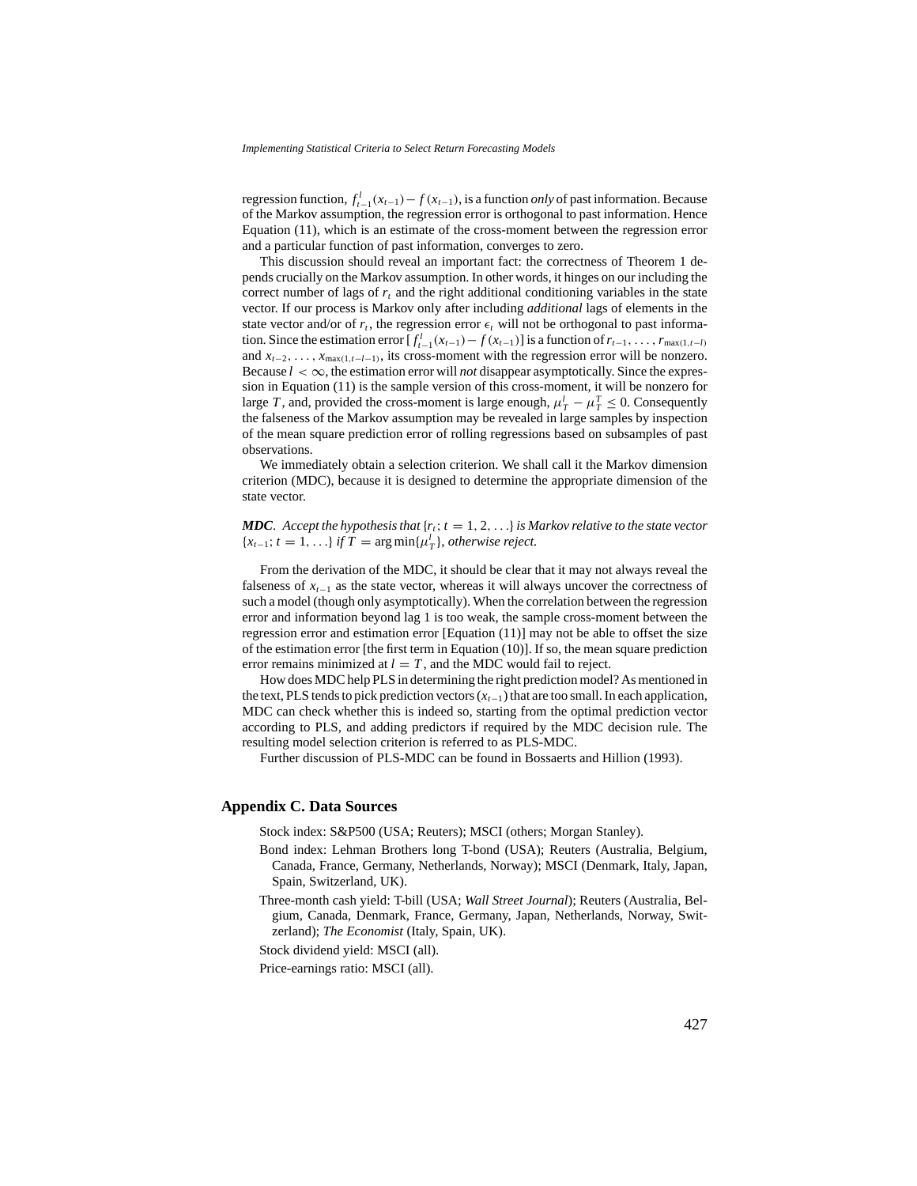regression function, $f^l_{t-1}(x_{t-1}) - f(x_{t-1})$, is a function *only* of past information. Because of the Markov assumption, the regression error is orthogonal to past information. Hence Equation (11), which is an estimate of the cross-moment between the regression error and a particular function of past information, converges to zero.

This discussion should reveal an important fact: the correctness of Theorem 1 depends crucially on the Markov assumption. In other words, it hinges on our including the correct number of lags of $r_t$ and the right additional conditioning variables in the state vector. If our process is Markov only after including *additional* lags of elements in the state vector and/or of $r_t$, the regression error $\epsilon_t$ will not be orthogonal to past information. Since the estimation error $[f^l_{t-1}(x_{t-1}) - f(x_{t-1})]$ is a function of $r_{t-1}, \ldots, r_{\max(1,t-l)}$ and $x_{t-2}, \ldots, x_{\max(1,t-l-1)}$, its cross-moment with the regression error will be nonzero. Because $l < \infty$, the estimation error will *not* disappear asymptotically. Since the expression in Equation (11) is the sample version of this cross-moment, it will be nonzero for large $T$, and, provided the cross-moment is large enough, $\mu^l_T - \mu^T_T \leq 0$. Consequently the falseness of the Markov assumption may be revealed in large samples by inspection of the mean square prediction error of rolling regressions based on subsamples of past observations.

We immediately obtain a selection criterion. We shall call it the Markov dimension criterion (MDC), because it is designed to determine the appropriate dimension of the state vector.

***MDC***. *Accept the hypothesis that* $\{r_t; t = 1, 2, \ldots\}$ *is Markov relative to the state vector* $\{x_{t-1}; t = 1, \ldots\}$ *if* $T = \arg\min\{\mu^l_T\}$*, otherwise reject.*

From the derivation of the MDC, it should be clear that it may not always reveal the falseness of $x_{t-1}$ as the state vector, whereas it will always uncover the correctness of such a model (though only asymptotically). When the correlation between the regression error and information beyond lag 1 is too weak, the sample cross-moment between the regression error and estimation error [Equation (11)] may not be able to offset the size of the estimation error [the first term in Equation (10)]. If so, the mean square prediction error remains minimized at $l = T$, and the MDC would fail to reject.

How does MDC help PLS in determining the right prediction model? As mentioned in the text, PLS tends to pick prediction vectors ($x_{t-1}$) that are too small. In each application, MDC can check whether this is indeed so, starting from the optimal prediction vector according to PLS, and adding predictors if required by the MDC decision rule. The resulting model selection criterion is referred to as PLS-MDC.

Further discussion of PLS-MDC can be found in Bossaerts and Hillion (1993).

## Appendix C. Data Sources

Stock index: S&P500 (USA; Reuters); MSCI (others; Morgan Stanley).

Bond index: Lehman Brothers long T-bond (USA); Reuters (Australia, Belgium, Canada, France, Germany, Netherlands, Norway); MSCI (Denmark, Italy, Japan, Spain, Switzerland, UK).

Three-month cash yield: T-bill (USA; *Wall Street Journal*); Reuters (Australia, Belgium, Canada, Denmark, France, Germany, Japan, Netherlands, Norway, Switzerland); *The Economist* (Italy, Spain, UK).

Stock dividend yield: MSCI (all).

Price-earnings ratio: MSCI (all).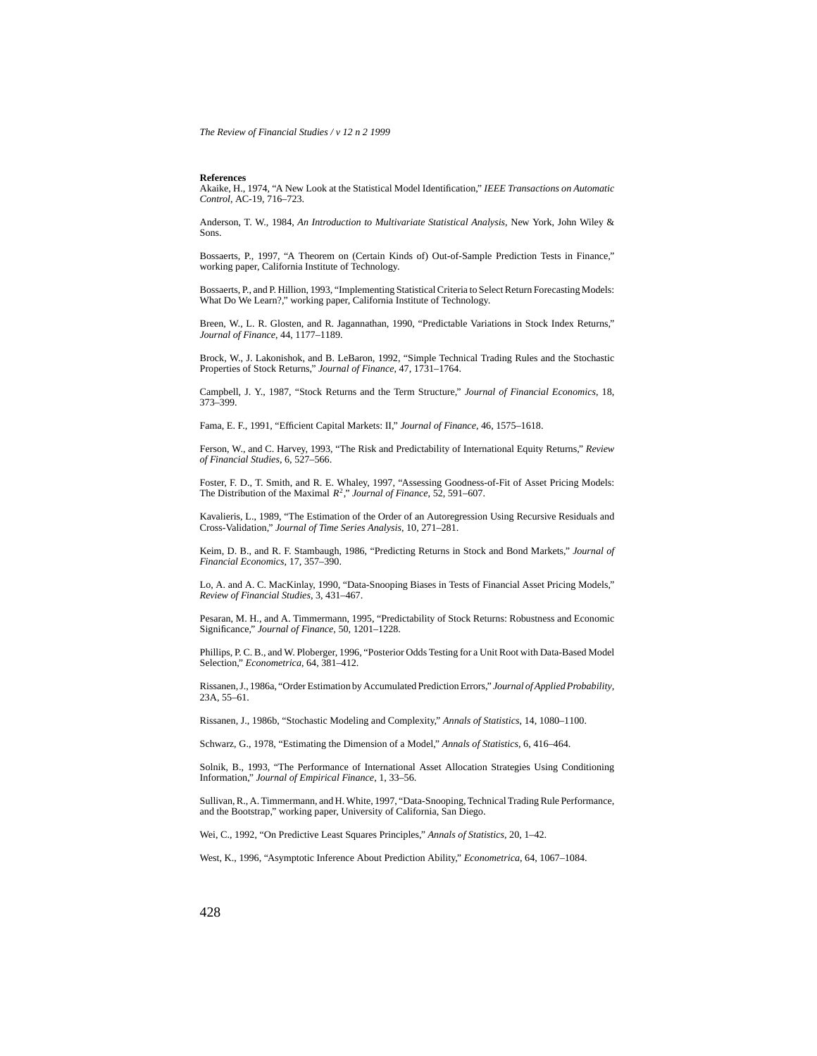## References

Akaike, H., 1974, "A New Look at the Statistical Model Identification," *IEEE Transactions on Automatic Control*, AC-19, 716–723.

Anderson, T. W., 1984, *An Introduction to Multivariate Statistical Analysis*, New York, John Wiley & Sons.

Bossaerts, P., 1997, "A Theorem on (Certain Kinds of) Out-of-Sample Prediction Tests in Finance," working paper, California Institute of Technology.

Bossaerts, P., and P. Hillion, 1993, "Implementing Statistical Criteria to Select Return Forecasting Models: What Do We Learn?," working paper, California Institute of Technology.

Breen, W., L. R. Glosten, and R. Jagannathan, 1990, "Predictable Variations in Stock Index Returns," *Journal of Finance*, 44, 1177–1189.

Brock, W., J. Lakonishok, and B. LeBaron, 1992, "Simple Technical Trading Rules and the Stochastic Properties of Stock Returns," *Journal of Finance*, 47, 1731–1764.

Campbell, J. Y., 1987, "Stock Returns and the Term Structure," *Journal of Financial Economics*, 18, 373–399.

Fama, E. F., 1991, "Efficient Capital Markets: II," *Journal of Finance*, 46, 1575–1618.

Ferson, W., and C. Harvey, 1993, "The Risk and Predictability of International Equity Returns," *Review of Financial Studies*, 6, 527–566.

Foster, F. D., T. Smith, and R. E. Whaley, 1997, "Assessing Goodness-of-Fit of Asset Pricing Models: The Distribution of the Maximal $R^2$," *Journal of Finance*, 52, 591–607.

Kavalieris, L., 1989, "The Estimation of the Order of an Autoregression Using Recursive Residuals and Cross-Validation," *Journal of Time Series Analysis*, 10, 271–281.

Keim, D. B., and R. F. Stambaugh, 1986, "Predicting Returns in Stock and Bond Markets," *Journal of Financial Economics*, 17, 357–390.

Lo, A. and A. C. MacKinlay, 1990, "Data-Snooping Biases in Tests of Financial Asset Pricing Models," *Review of Financial Studies*, 3, 431–467.

Pesaran, M. H., and A. Timmermann, 1995, "Predictability of Stock Returns: Robustness and Economic Significance," *Journal of Finance*, 50, 1201–1228.

Phillips, P. C. B., and W. Ploberger, 1996, "Posterior Odds Testing for a Unit Root with Data-Based Model Selection," *Econometrica*, 64, 381–412.

Rissanen, J., 1986a, "Order Estimation by Accumulated Prediction Errors," *Journal of Applied Probability*, 23A, 55–61.

Rissanen, J., 1986b, "Stochastic Modeling and Complexity," *Annals of Statistics*, 14, 1080–1100.

Schwarz, G., 1978, "Estimating the Dimension of a Model," *Annals of Statistics*, 6, 416–464.

Solnik, B., 1993, "The Performance of International Asset Allocation Strategies Using Conditioning Information," *Journal of Empirical Finance*, 1, 33–56.

Sullivan, R., A. Timmermann, and H. White, 1997, "Data-Snooping, Technical Trading Rule Performance, and the Bootstrap," working paper, University of California, San Diego.

Wei, C., 1992, "On Predictive Least Squares Principles," *Annals of Statistics*, 20, 1–42.

West, K., 1996, "Asymptotic Inference About Prediction Ability," *Econometrica*, 64, 1067–1084.